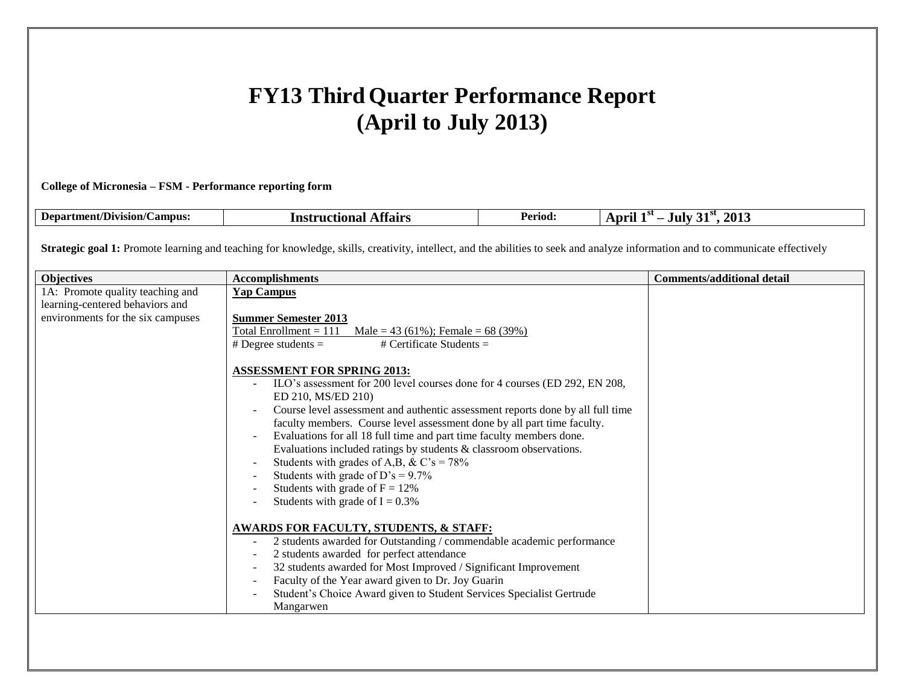# FY13 Third Quarter Performance Report
# (April to July 2013)

**College of Micronesia – FSM - Performance reporting form**

| **Department/Division/Campus:** | **Instructional Affairs** | **Period:** | **April 1st – July 31st, 2013** |
|---|---|---|---|

**Strategic goal 1:** Promote learning and teaching for knowledge, skills, creativity, intellect, and the abilities to seek and analyze information and to communicate effectively

| Objectives | Accomplishments | Comments/additional detail |
|---|---|---|
| 1A: Promote quality teaching and learning-centered behaviors and environments for the six campuses | **Yap Campus**<br><br>**Summer Semester 2013**<br>Total Enrollment = 111 Male = 43 (61%); Female = 68 (39%)<br># Degree students = # Certificate Students =<br><br>**ASSESSMENT FOR SPRING 2013:**<br>- ILO's assessment for 200 level courses done for 4 courses (ED 292, EN 208, ED 210, MS/ED 210)<br>- Course level assessment and authentic assessment reports done by all full time faculty members. Course level assessment done by all part time faculty.<br>- Evaluations for all 18 full time and part time faculty members done. Evaluations included ratings by students & classroom observations.<br>- Students with grades of A,B, & C's = 78%<br>- Students with grade of D's = 9.7%<br>- Students with grade of F = 12%<br>- Students with grade of I = 0.3%<br><br>**AWARDS FOR FACULTY, STUDENTS, & STAFF:**<br>- 2 students awarded for Outstanding / commendable academic performance<br>- 2 students awarded for perfect attendance<br>- 32 students awarded for Most Improved / Significant Improvement<br>- Faculty of the Year award given to Dr. Joy Guarin<br>- Student's Choice Award given to Student Services Specialist Gertrude Mangarwen | |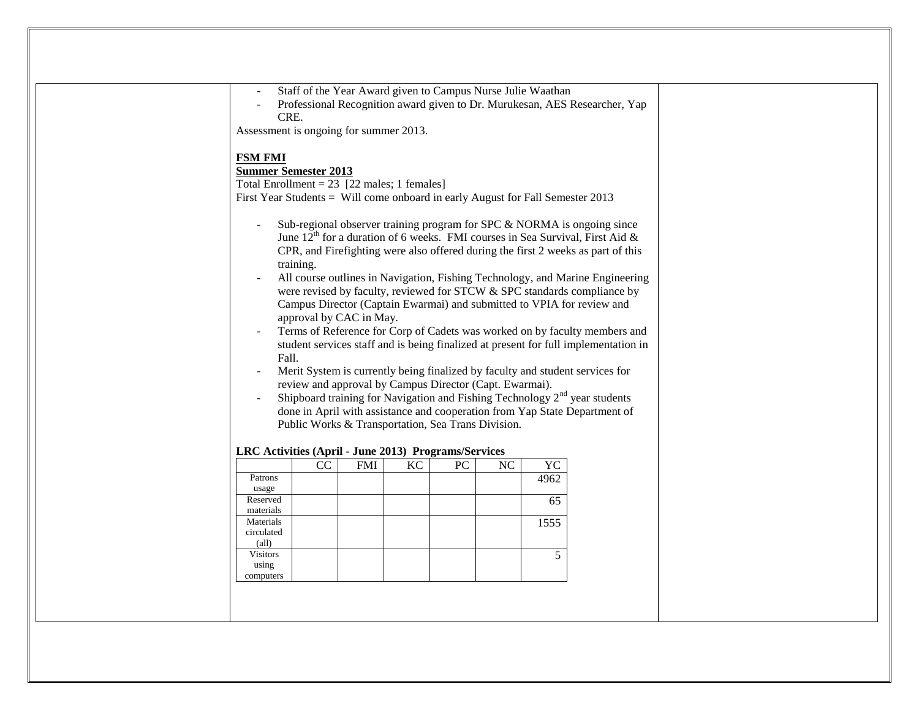- Staff of the Year Award given to Campus Nurse Julie Waathan
- Professional Recognition award given to Dr. Murukesan, AES Researcher, Yap CRE.

Assessment is ongoing for summer 2013.

**FSM FMI**

**Summer Semester 2013**

Total Enrollment = 23 [22 males; 1 females]

First Year Students = Will come onboard in early August for Fall Semester 2013

- Sub-regional observer training program for SPC & NORMA is ongoing since June 12th for a duration of 6 weeks. FMI courses in Sea Survival, First Aid & CPR, and Firefighting were also offered during the first 2 weeks as part of this training.
- All course outlines in Navigation, Fishing Technology, and Marine Engineering were revised by faculty, reviewed for STCW & SPC standards compliance by Campus Director (Captain Ewarmai) and submitted to VPIA for review and approval by CAC in May.
- Terms of Reference for Corp of Cadets was worked on by faculty members and student services staff and is being finalized at present for full implementation in Fall.
- Merit System is currently being finalized by faculty and student services for review and approval by Campus Director (Capt. Ewarmai).
- Shipboard training for Navigation and Fishing Technology 2nd year students done in April with assistance and cooperation from Yap State Department of Public Works & Transportation, Sea Trans Division.

**LRC Activities (April - June 2013) Programs/Services**

| | CC | FMI | KC | PC | NC | YC |
|---|---|---|---|---|---|---|
| Patrons usage | | | | | | 4962 |
| Reserved materials | | | | | | 65 |
| Materials circulated (all) | | | | | | 1555 |
| Visitors using computers | | | | | | 5 |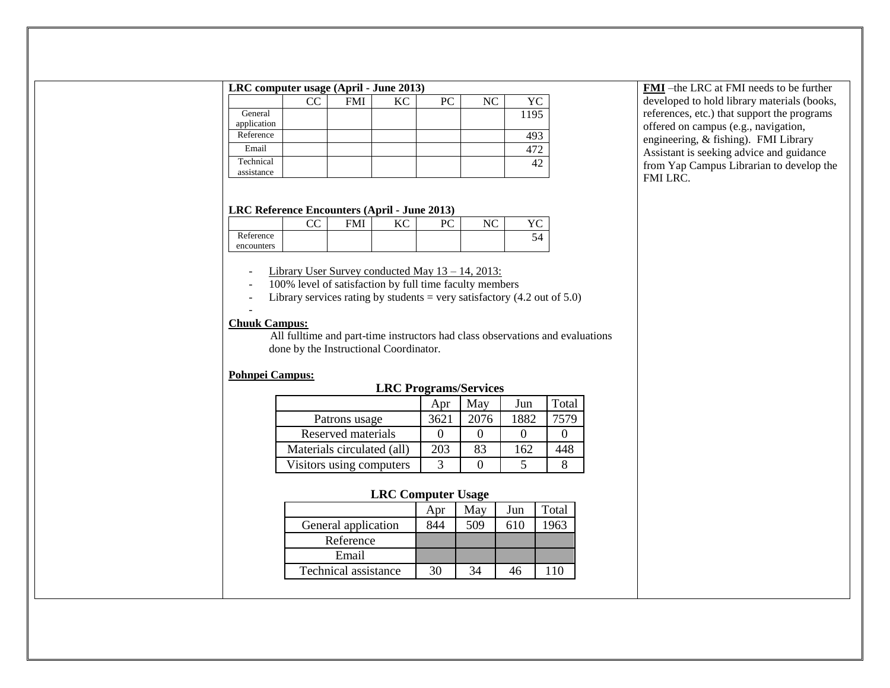**LRC computer usage (April - June 2013)**

| | CC | FMI | KC | PC | NC | YC |
|---|---|---|---|---|---|---|
| General application | | | | | | 1195 |
| Reference | | | | | | 493 |
| Email | | | | | | 472 |
| Technical assistance | | | | | | 42 |

**LRC Reference Encounters (April - June 2013)**

| | CC | FMI | KC | PC | NC | YC |
|---|---|---|---|---|---|---|
| Reference encounters | | | | | | 54 |

- Library User Survey conducted May 13 – 14, 2013:
- 100% level of satisfaction by full time faculty members
- Library services rating by students = very satisfactory (4.2 out of 5.0)
-

**Chuuk Campus:**

All fulltime and part-time instructors had class observations and evaluations done by the Instructional Coordinator.

**Pohnpei Campus:**

**LRC Programs/Services**

| | Apr | May | Jun | Total |
|---|---|---|---|---|
| Patrons usage | 3621 | 2076 | 1882 | 7579 |
| Reserved materials | 0 | 0 | 0 | 0 |
| Materials circulated (all) | 203 | 83 | 162 | 448 |
| Visitors using computers | 3 | 0 | 5 | 8 |

**LRC Computer Usage**

| | Apr | May | Jun | Total |
|---|---|---|---|---|
| General application | 844 | 509 | 610 | 1963 |
| Reference | | | | |
| Email | | | | |
| Technical assistance | 30 | 34 | 46 | 110 |

**FMI** –the LRC at FMI needs to be further developed to hold library materials (books, references, etc.) that support the programs offered on campus (e.g., navigation, engineering, & fishing). FMI Library Assistant is seeking advice and guidance from Yap Campus Librarian to develop the FMI LRC.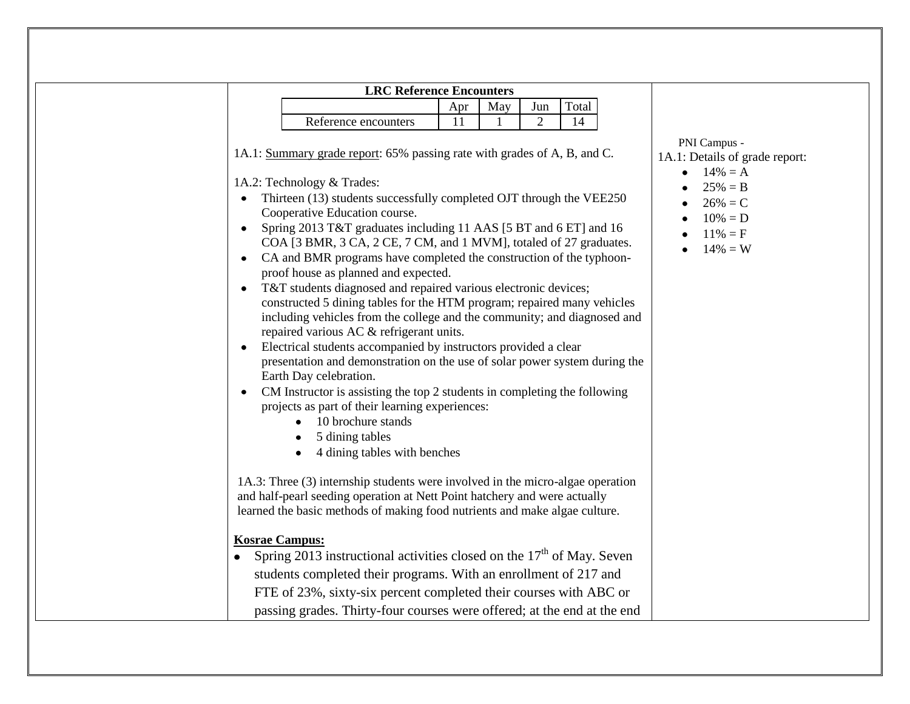**LRC Reference Encounters**

| | Apr | May | Jun | Total |
|---|---|---|---|---|
| Reference encounters | 11 | 1 | 2 | 14 |

1A.1: Summary grade report: 65% passing rate with grades of A, B, and C.

1A.2: Technology & Trades:

- Thirteen (13) students successfully completed OJT through the VEE250 Cooperative Education course.
- Spring 2013 T&T graduates including 11 AAS [5 BT and 6 ET] and 16 COA [3 BMR, 3 CA, 2 CE, 7 CM, and 1 MVM], totaled of 27 graduates.
- CA and BMR programs have completed the construction of the typhoon-proof house as planned and expected.
- T&T students diagnosed and repaired various electronic devices; constructed 5 dining tables for the HTM program; repaired many vehicles including vehicles from the college and the community; and diagnosed and repaired various AC & refrigerant units.
- Electrical students accompanied by instructors provided a clear presentation and demonstration on the use of solar power system during the Earth Day celebration.
- CM Instructor is assisting the top 2 students in completing the following projects as part of their learning experiences:
    - 10 brochure stands
    - 5 dining tables
    - 4 dining tables with benches

1A.3: Three (3) internship students were involved in the micro-algae operation and half-pearl seeding operation at Nett Point hatchery and were actually learned the basic methods of making food nutrients and make algae culture.

**Kosrae Campus:**

- Spring 2013 instructional activities closed on the 17th of May. Seven students completed their programs. With an enrollment of 217 and FTE of 23%, sixty-six percent completed their courses with ABC or passing grades. Thirty-four courses were offered; at the end at the end

PNI Campus -
1A.1: Details of grade report:

- 14% = A
- 25% = B
- 26% = C
- 10% = D
- 11% = F
- 14% = W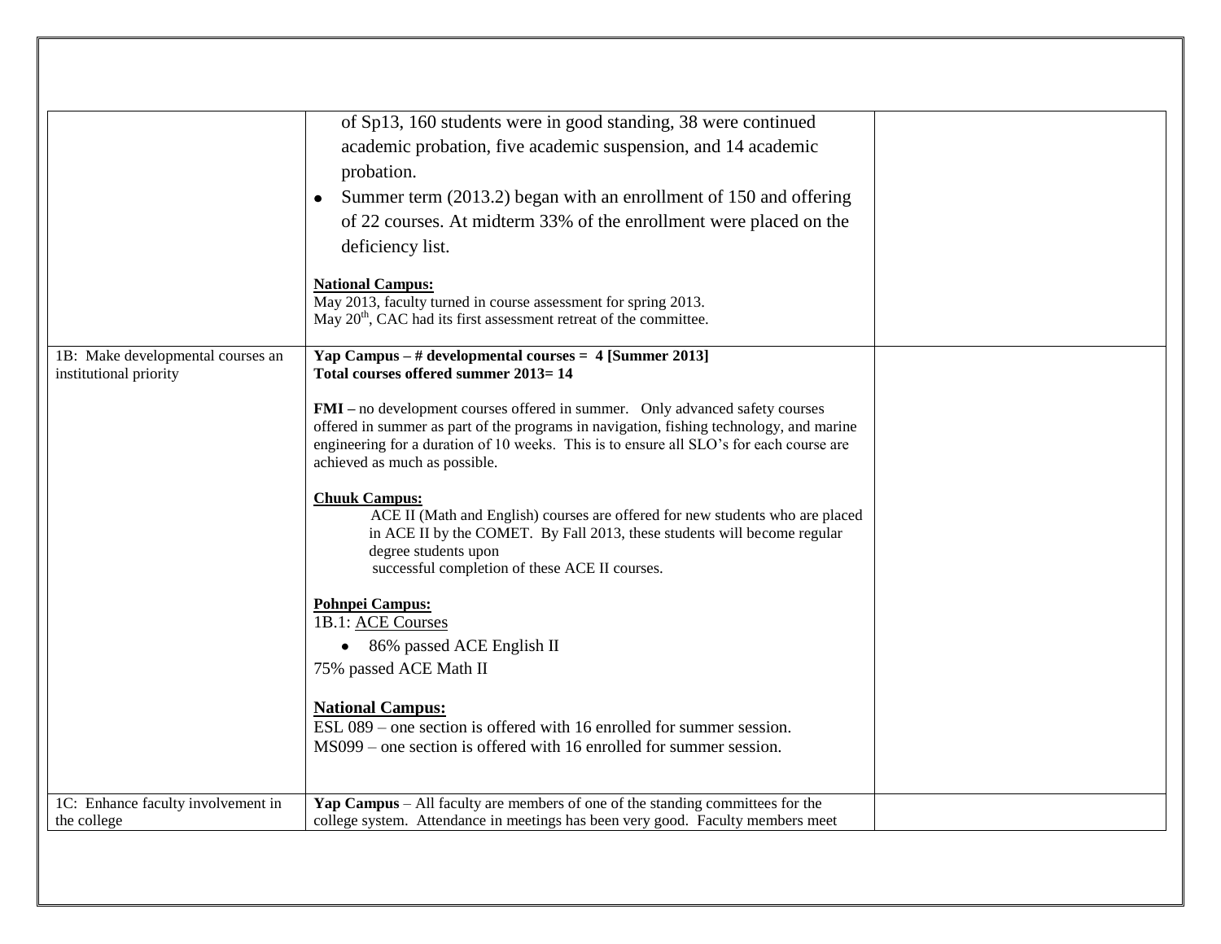| | | |
|---|---|---|
| | of Sp13, 160 students were in good standing, 38 were continued academic probation, five academic suspension, and 14 academic probation.<br>• Summer term (2013.2) began with an enrollment of 150 and offering of 22 courses. At midterm 33% of the enrollment were placed on the deficiency list.<br><br>**National Campus:**<br>May 2013, faculty turned in course assessment for spring 2013.<br>May 20th, CAC had its first assessment retreat of the committee. | |
| 1B: Make developmental courses an institutional priority | **Yap Campus – # developmental courses = 4 [Summer 2013]**<br>**Total courses offered summer 2013= 14**<br><br>**FMI –** no development courses offered in summer. Only advanced safety courses offered in summer as part of the programs in navigation, fishing technology, and marine engineering for a duration of 10 weeks. This is to ensure all SLO's for each course are achieved as much as possible.<br><br>**Chuuk Campus:**<br>ACE II (Math and English) courses are offered for new students who are placed in ACE II by the COMET. By Fall 2013, these students will become regular degree students upon successful completion of these ACE II courses.<br><br>**Pohnpei Campus:**<br>1B.1: ACE Courses<br>• 86% passed ACE English II<br>75% passed ACE Math II<br><br>**National Campus:**<br>ESL 089 – one section is offered with 16 enrolled for summer session.<br>MS099 – one section is offered with 16 enrolled for summer session. | |
| 1C: Enhance faculty involvement in the college | **Yap Campus** – All faculty are members of one of the standing committees for the college system. Attendance in meetings has been very good. Faculty members meet | |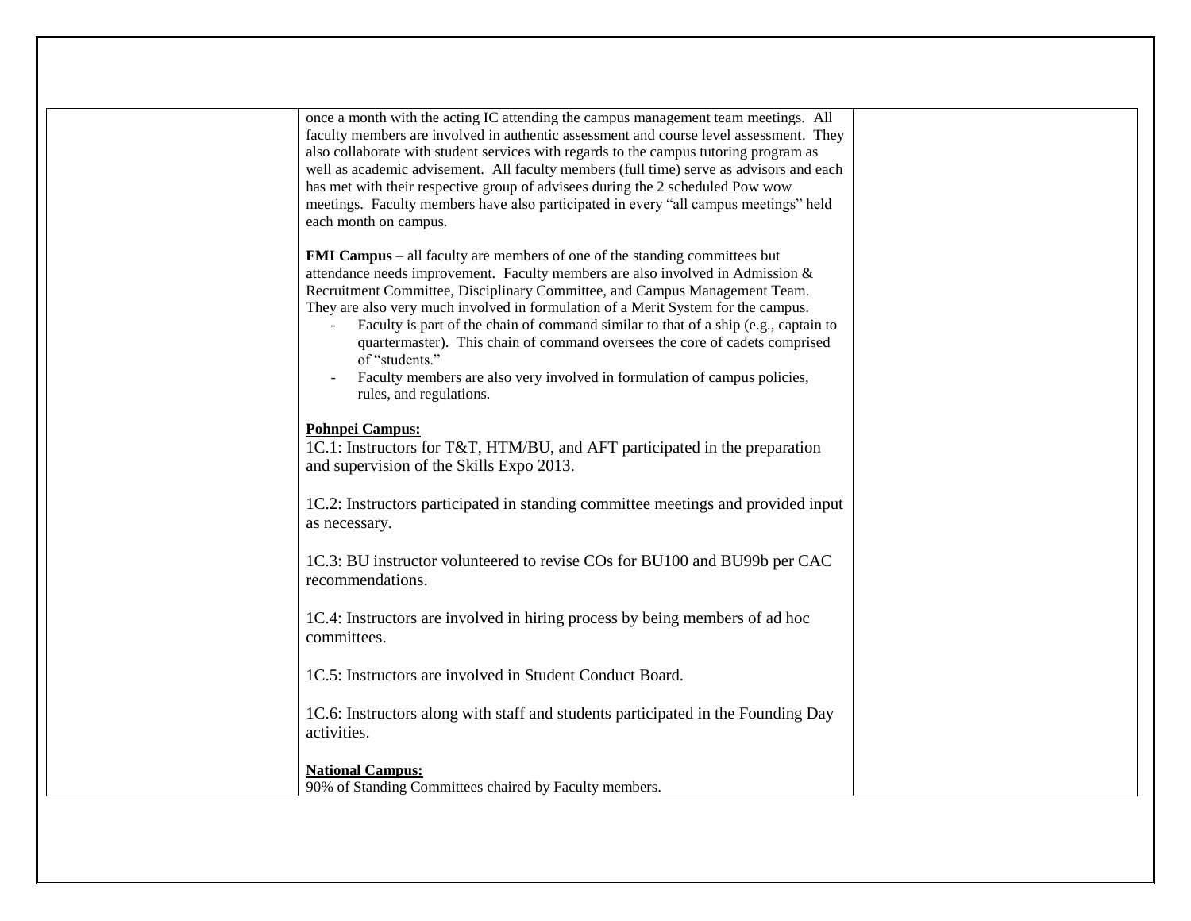| | | |
|---|---|---|
| | once a month with the acting IC attending the campus management team meetings. All faculty members are involved in authentic assessment and course level assessment. They also collaborate with student services with regards to the campus tutoring program as well as academic advisement. All faculty members (full time) serve as advisors and each has met with their respective group of advisees during the 2 scheduled Pow wow meetings. Faculty members have also participated in every "all campus meetings" held each month on campus.<br><br>**FMI Campus** – all faculty are members of one of the standing committees but attendance needs improvement. Faculty members are also involved in Admission & Recruitment Committee, Disciplinary Committee, and Campus Management Team. They are also very much involved in formulation of a Merit System for the campus.<br>- Faculty is part of the chain of command similar to that of a ship (e.g., captain to quartermaster). This chain of command oversees the core of cadets comprised of "students."<br>- Faculty members are also very involved in formulation of campus policies, rules, and regulations.<br><br>**Pohnpei Campus:**<br>1C.1: Instructors for T&T, HTM/BU, and AFT participated in the preparation and supervision of the Skills Expo 2013.<br><br>1C.2: Instructors participated in standing committee meetings and provided input as necessary.<br><br>1C.3: BU instructor volunteered to revise COs for BU100 and BU99b per CAC recommendations.<br><br>1C.4: Instructors are involved in hiring process by being members of ad hoc committees.<br><br>1C.5: Instructors are involved in Student Conduct Board.<br><br>1C.6: Instructors along with staff and students participated in the Founding Day activities.<br><br>**National Campus:**<br>90% of Standing Committees chaired by Faculty members. | |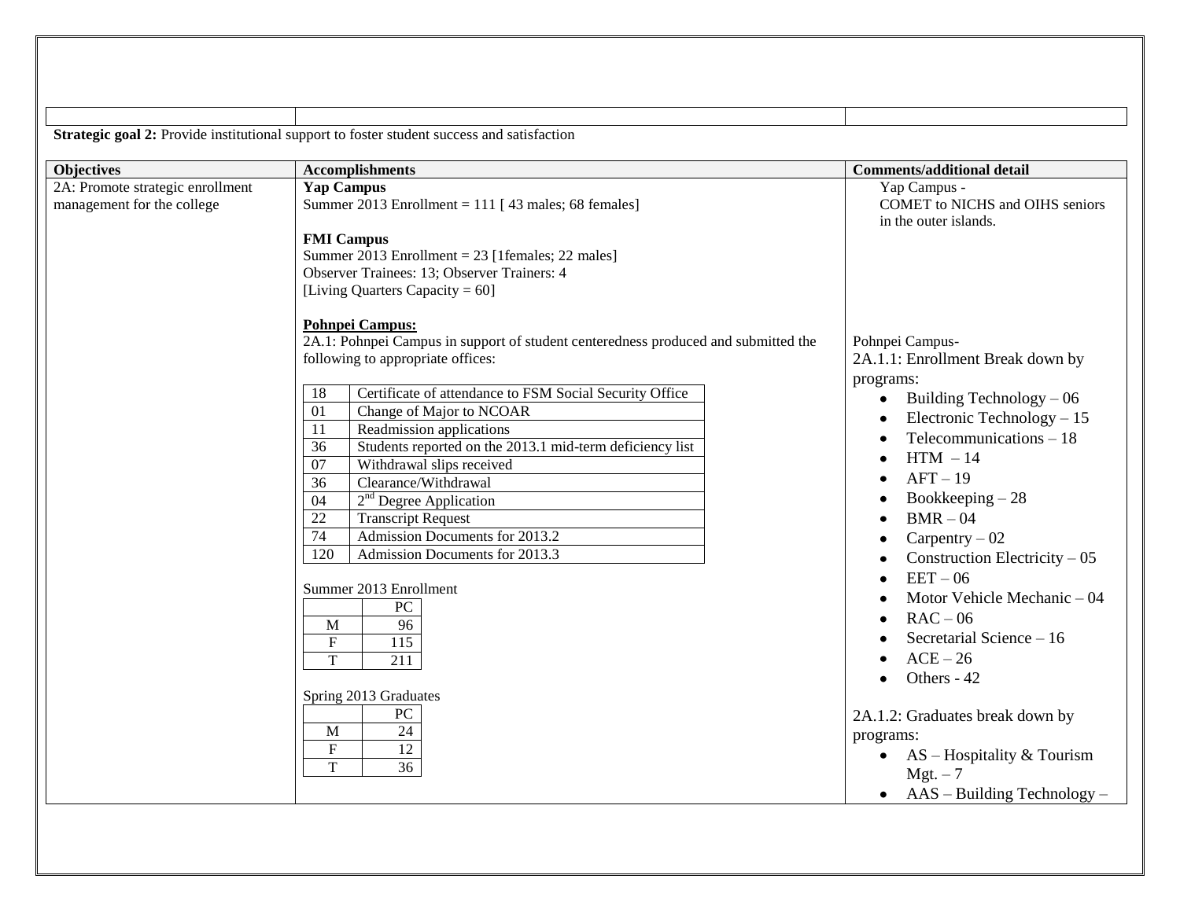| | | |
|---|---|---|

**Strategic goal 2:** Provide institutional support to foster student success and satisfaction

| Objectives | Accomplishments | Comments/additional detail |
|---|---|---|
| 2A: Promote strategic enrollment management for the college | **Yap Campus**<br>Summer 2013 Enrollment = 111 [ 43 males; 68 females]<br><br>**FMI Campus**<br>Summer 2013 Enrollment = 23 [1females; 22 males]<br>Observer Trainees: 13; Observer Trainers: 4<br>[Living Quarters Capacity = 60]<br><br>**Pohnpei Campus:**<br>2A.1: Pohnpei Campus in support of student centeredness produced and submitted the following to appropriate offices:<br><br>18 — Certificate of attendance to FSM Social Security Office<br>01 — Change of Major to NCOAR<br>11 — Readmission applications<br>36 — Students reported on the 2013.1 mid-term deficiency list<br>07 — Withdrawal slips received<br>36 — Clearance/Withdrawal<br>04 — 2nd Degree Application<br>22 — Transcript Request<br>74 — Admission Documents for 2013.2<br>120 — Admission Documents for 2013.3<br><br>Summer 2013 Enrollment<br>PC: M 96; F 115; T 211<br><br>Spring 2013 Graduates<br>PC: M 24; F 12; T 36 | Yap Campus -<br>COMET to NICHS and OIHS seniors in the outer islands.<br><br>Pohnpei Campus-<br>2A.1.1: Enrollment Break down by programs:<br>• Building Technology – 06<br>• Electronic Technology – 15<br>• Telecommunications – 18<br>• HTM – 14<br>• AFT – 19<br>• Bookkeeping – 28<br>• BMR – 04<br>• Carpentry – 02<br>• Construction Electricity – 05<br>• EET – 06<br>• Motor Vehicle Mechanic – 04<br>• RAC – 06<br>• Secretarial Science – 16<br>• ACE – 26<br>• Others - 42<br><br>2A.1.2: Graduates break down by programs:<br>• AS – Hospitality & Tourism Mgt. – 7<br>• AAS – Building Technology – |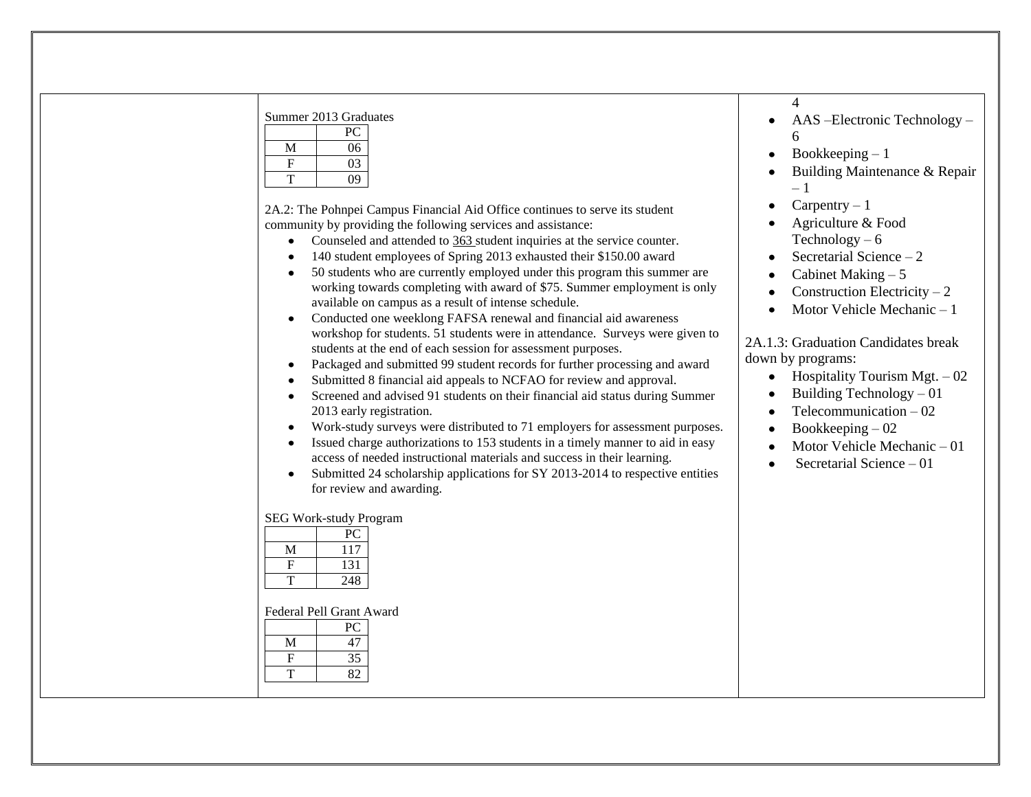Summer 2013 Graduates

| | PC |
|---|---|
| M | 06 |
| F | 03 |
| T | 09 |

2A.2: The Pohnpei Campus Financial Aid Office continues to serve its student community by providing the following services and assistance:

- Counseled and attended to 363 student inquiries at the service counter.
- 140 student employees of Spring 2013 exhausted their $150.00 award
- 50 students who are currently employed under this program this summer are working towards completing with award of $75. Summer employment is only available on campus as a result of intense schedule.
- Conducted one weeklong FAFSA renewal and financial aid awareness workshop for students. 51 students were in attendance. Surveys were given to students at the end of each session for assessment purposes.
- Packaged and submitted 99 student records for further processing and award
- Submitted 8 financial aid appeals to NCFAO for review and approval.
- Screened and advised 91 students on their financial aid status during Summer 2013 early registration.
- Work-study surveys were distributed to 71 employers for assessment purposes.
- Issued charge authorizations to 153 students in a timely manner to aid in easy access of needed instructional materials and success in their learning.
- Submitted 24 scholarship applications for SY 2013-2014 to respective entities for review and awarding.

SEG Work-study Program

| | PC |
|---|---|
| M | 117 |
| F | 131 |
| T | 248 |

Federal Pell Grant Award

| | PC |
|---|---|
| M | 47 |
| F | 35 |
| T | 82 |

4

- AAS –Electronic Technology – 6
- Bookkeeping – 1
- Building Maintenance & Repair – 1
- Carpentry – 1
- Agriculture & Food Technology – 6
- Secretarial Science – 2
- Cabinet Making – 5
- Construction Electricity – 2
- Motor Vehicle Mechanic – 1

2A.1.3: Graduation Candidates break down by programs:

- Hospitality Tourism Mgt. – 02
- Building Technology – 01
- Telecommunication – 02
- Bookkeeping – 02
- Motor Vehicle Mechanic – 01
- Secretarial Science – 01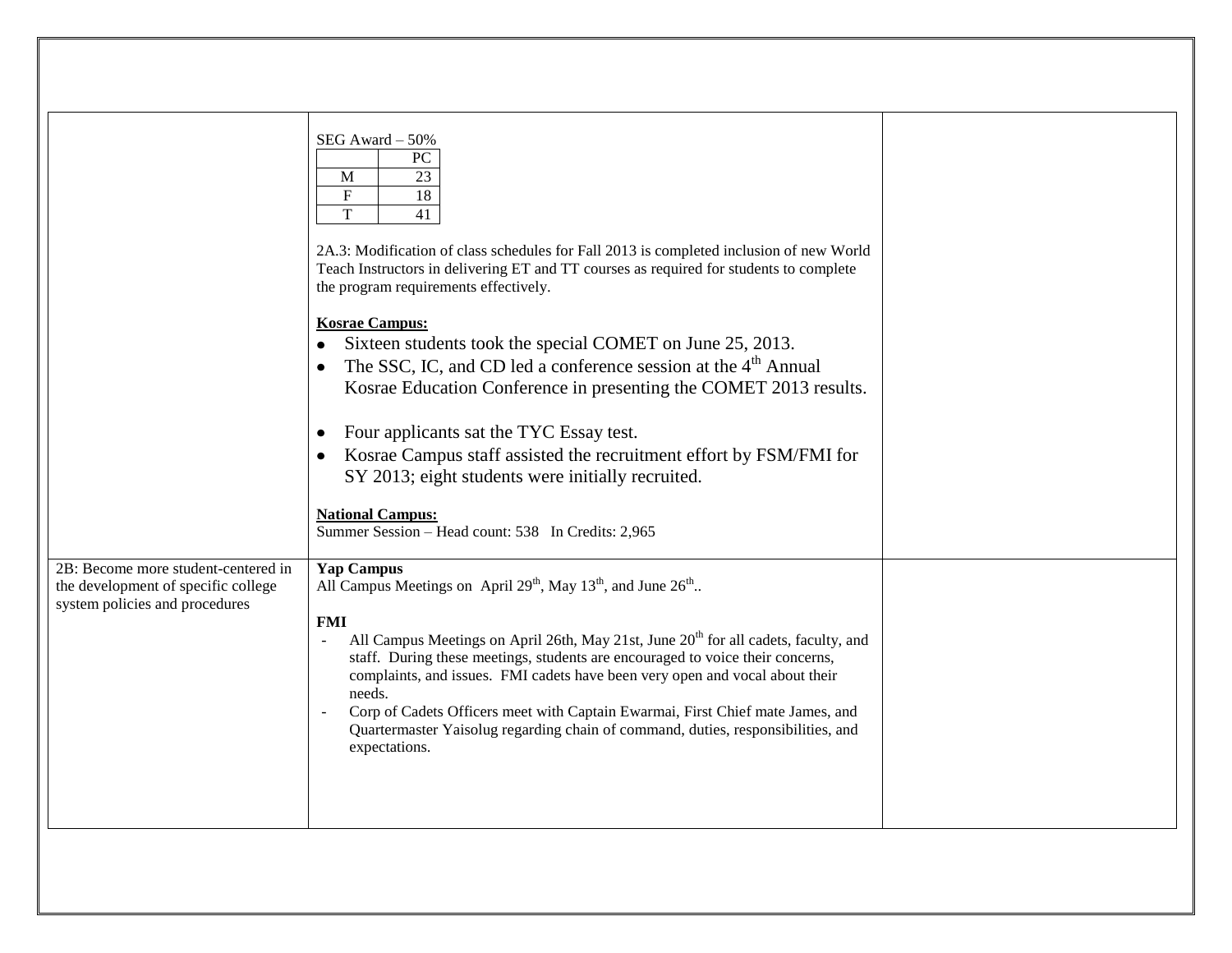| | | |
|---|---|---|
| | SEG Award – 50%<br><br>\| \| PC \|<br>\|---\|---\|<br>\| M \| 23 \|<br>\| F \| 18 \|<br>\| T \| 41 \|<br><br>2A.3: Modification of class schedules for Fall 2013 is completed inclusion of new World Teach Instructors in delivering ET and TT courses as required for students to complete the program requirements effectively.<br><br>**Kosrae Campus:**<br>• Sixteen students took the special COMET on June 25, 2013.<br>• The SSC, IC, and CD led a conference session at the 4th Annual Kosrae Education Conference in presenting the COMET 2013 results.<br>• Four applicants sat the TYC Essay test.<br>• Kosrae Campus staff assisted the recruitment effort by FSM/FMI for SY 2013; eight students were initially recruited.<br><br>**National Campus:**<br>Summer Session – Head count: 538 In Credits: 2,965 | |
| 2B: Become more student-centered in the development of specific college system policies and procedures | **Yap Campus**<br>All Campus Meetings on April 29th, May 13th, and June 26th..<br><br>**FMI**<br>- All Campus Meetings on April 26th, May 21st, June 20th for all cadets, faculty, and staff. During these meetings, students are encouraged to voice their concerns, complaints, and issues. FMI cadets have been very open and vocal about their needs.<br>- Corp of Cadets Officers meet with Captain Ewarmai, First Chief mate James, and Quartermaster Yaisolug regarding chain of command, duties, responsibilities, and expectations. | |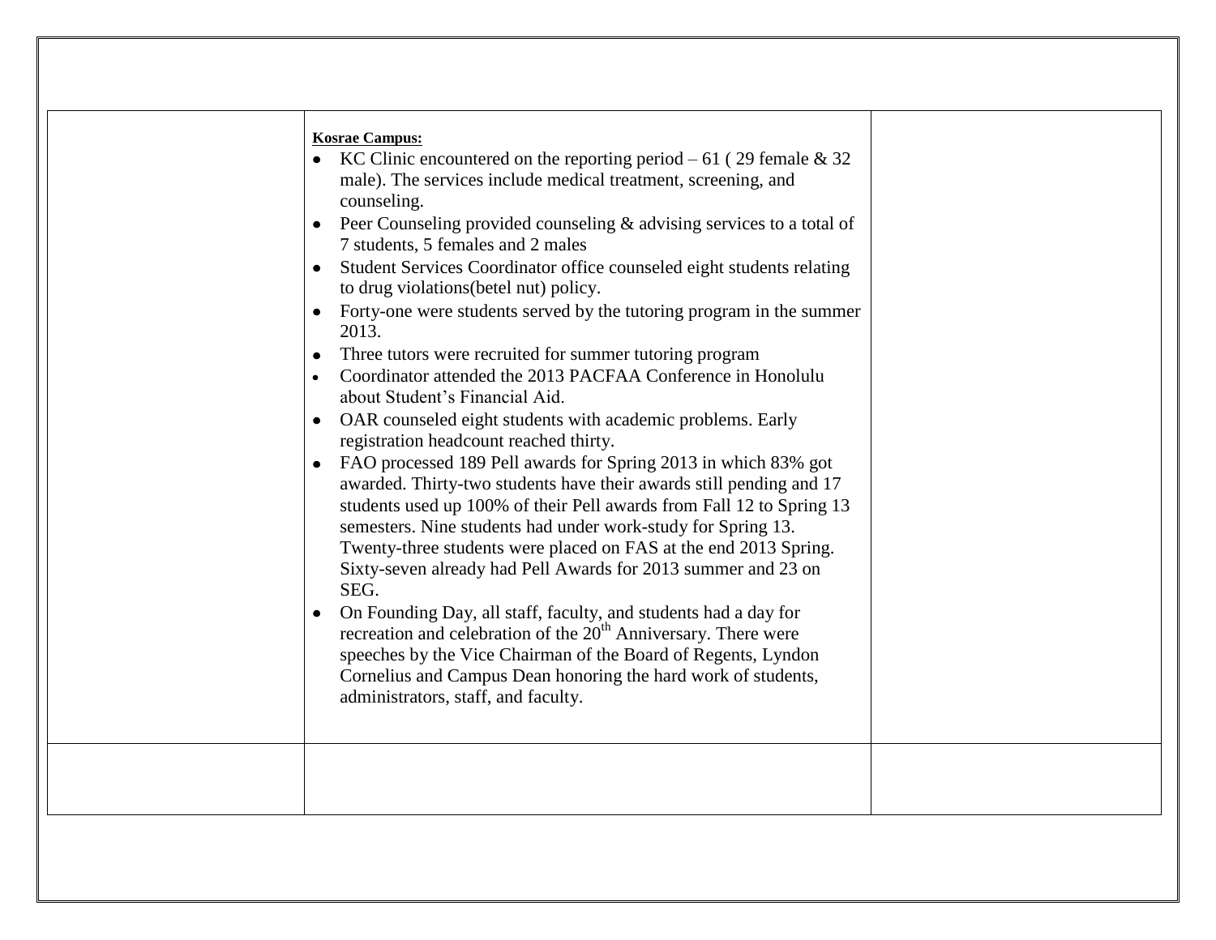| | **Kosrae Campus:**<br>• KC Clinic encountered on the reporting period – 61 ( 29 female & 32 male). The services include medical treatment, screening, and counseling.<br>• Peer Counseling provided counseling & advising services to a total of 7 students, 5 females and 2 males<br>• Student Services Coordinator office counseled eight students relating to drug violations(betel nut) policy.<br>• Forty-one were students served by the tutoring program in the summer 2013.<br>• Three tutors were recruited for summer tutoring program<br>• Coordinator attended the 2013 PACFAA Conference in Honolulu about Student's Financial Aid.<br>• OAR counseled eight students with academic problems. Early registration headcount reached thirty.<br>• FAO processed 189 Pell awards for Spring 2013 in which 83% got awarded. Thirty-two students have their awards still pending and 17 students used up 100% of their Pell awards from Fall 12 to Spring 13 semesters. Nine students had under work-study for Spring 13. Twenty-three students were placed on FAS at the end 2013 Spring. Sixty-seven already had Pell Awards for 2013 summer and 23 on SEG.<br>• On Founding Day, all staff, faculty, and students had a day for recreation and celebration of the 20th Anniversary. There were speeches by the Vice Chairman of the Board of Regents, Lyndon Cornelius and Campus Dean honoring the hard work of students, administrators, staff, and faculty. | |
|---|---|---|
| | | |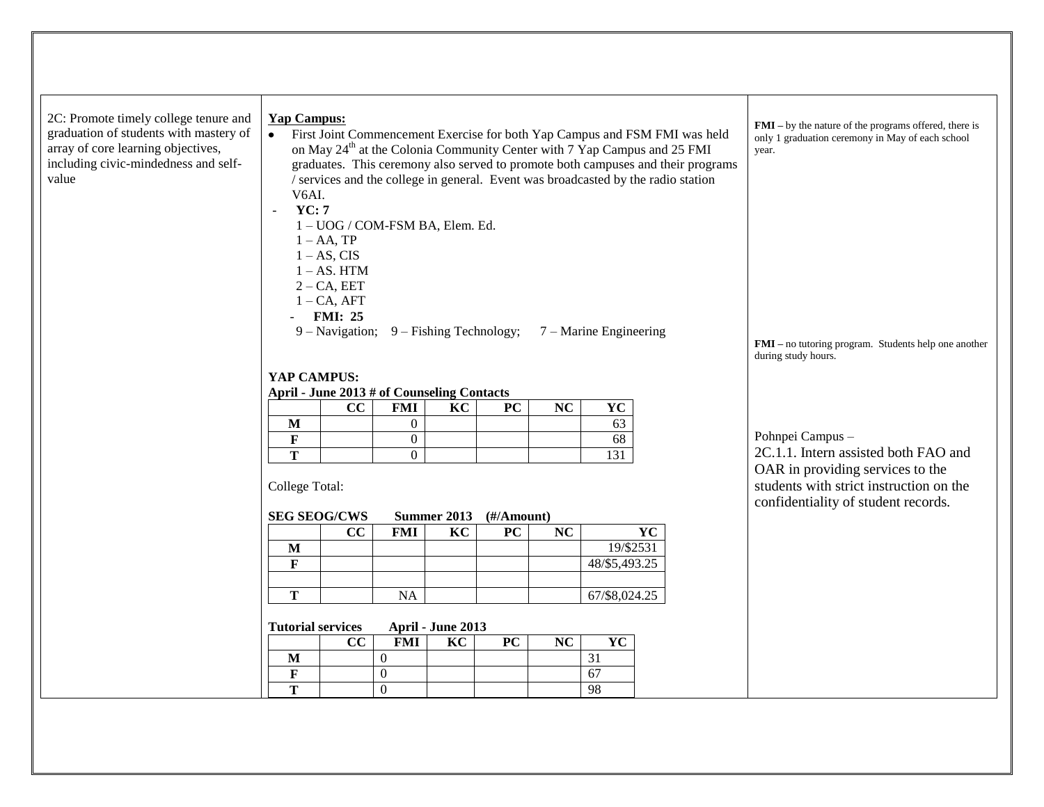2C: Promote timely college tenure and graduation of students with mastery of array of core learning objectives, including civic-mindedness and self-value

**Yap Campus:**

- First Joint Commencement Exercise for both Yap Campus and FSM FMI was held on May 24th at the Colonia Community Center with 7 Yap Campus and 25 FMI graduates. This ceremony also served to promote both campuses and their programs / services and the college in general. Event was broadcasted by the radio station V6AI.

- **YC: 7**
  - 1 – UOG / COM-FSM BA, Elem. Ed.
  - 1 – AA, TP
  - 1 – AS, CIS
  - 1 – AS. HTM
  - 2 – CA, EET
  - 1 – CA, AFT
- **FMI: 25**
  - 9 – Navigation; 9 – Fishing Technology; 7 – Marine Engineering

**YAP CAMPUS:**

**April - June 2013 # of Counseling Contacts**

| | CC | FMI | KC | PC | NC | YC |
|---|---|---|---|---|---|---|
| **M** | | 0 | | | | 63 |
| **F** | | 0 | | | | 68 |
| **T** | | 0 | | | | 131 |

College Total:

**SEG SEOG/CWS Summer 2013 (#/Amount)**

| | CC | FMI | KC | PC | NC | YC |
|---|---|---|---|---|---|---|
| **M** | | | | | | 19/$2531 |
| **F** | | | | | | 48/$5,493.25 |
| | | | | | | |
| **T** | | NA | | | | 67/$8,024.25 |

**Tutorial services April - June 2013**

| | CC | FMI | KC | PC | NC | YC |
|---|---|---|---|---|---|---|
| **M** | | 0 | | | | 31 |
| **F** | | 0 | | | | 67 |
| **T** | | 0 | | | | 98 |

**FMI –** by the nature of the programs offered, there is only 1 graduation ceremony in May of each school year.

**FMI –** no tutoring program. Students help one another during study hours.

Pohnpei Campus –
2C.1.1. Intern assisted both FAO and OAR in providing services to the students with strict instruction on the confidentiality of student records.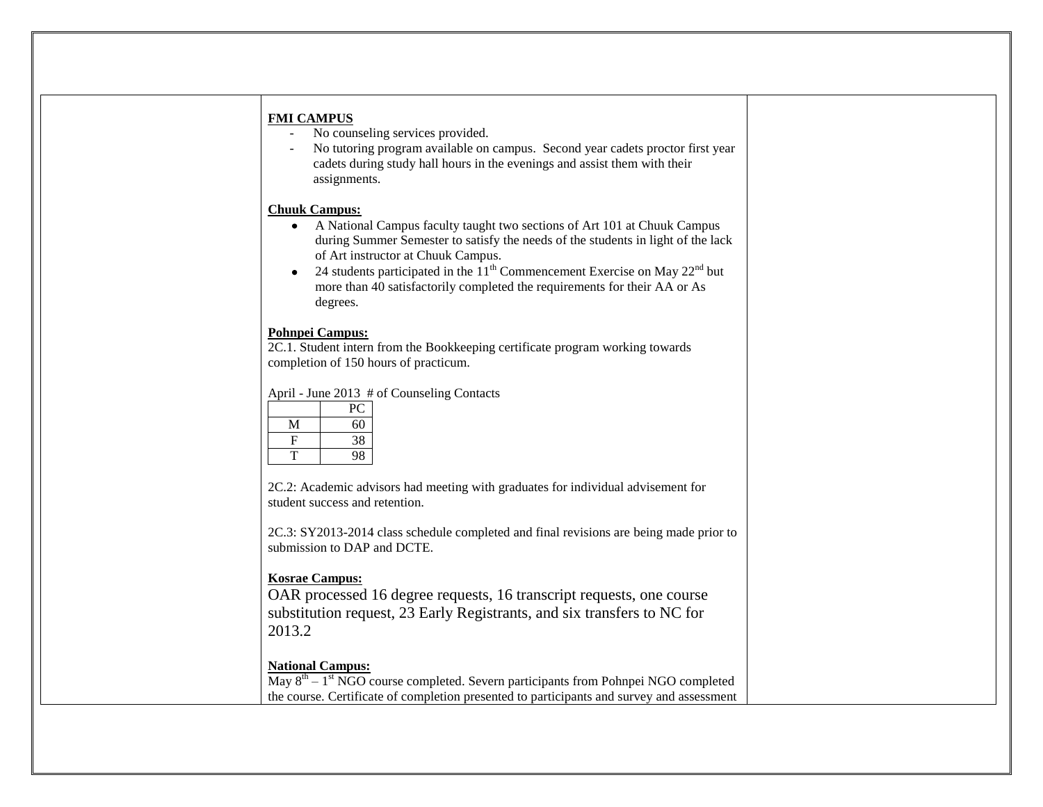**FMI CAMPUS**

- No counseling services provided.
- No tutoring program available on campus. Second year cadets proctor first year cadets during study hall hours in the evenings and assist them with their assignments.

**Chuuk Campus:**

- A National Campus faculty taught two sections of Art 101 at Chuuk Campus during Summer Semester to satisfy the needs of the students in light of the lack of Art instructor at Chuuk Campus.
- 24 students participated in the 11th Commencement Exercise on May 22nd but more than 40 satisfactorily completed the requirements for their AA or As degrees.

**Pohnpei Campus:**

2C.1. Student intern from the Bookkeeping certificate program working towards completion of 150 hours of practicum.

April - June 2013 # of Counseling Contacts

| | PC |
|---|---|
| M | 60 |
| F | 38 |
| T | 98 |

2C.2: Academic advisors had meeting with graduates for individual advisement for student success and retention.

2C.3: SY2013-2014 class schedule completed and final revisions are being made prior to submission to DAP and DCTE.

**Kosrae Campus:**

OAR processed 16 degree requests, 16 transcript requests, one course substitution request, 23 Early Registrants, and six transfers to NC for 2013.2

**National Campus:**

May 8th – 1st NGO course completed. Severn participants from Pohnpei NGO completed the course. Certificate of completion presented to participants and survey and assessment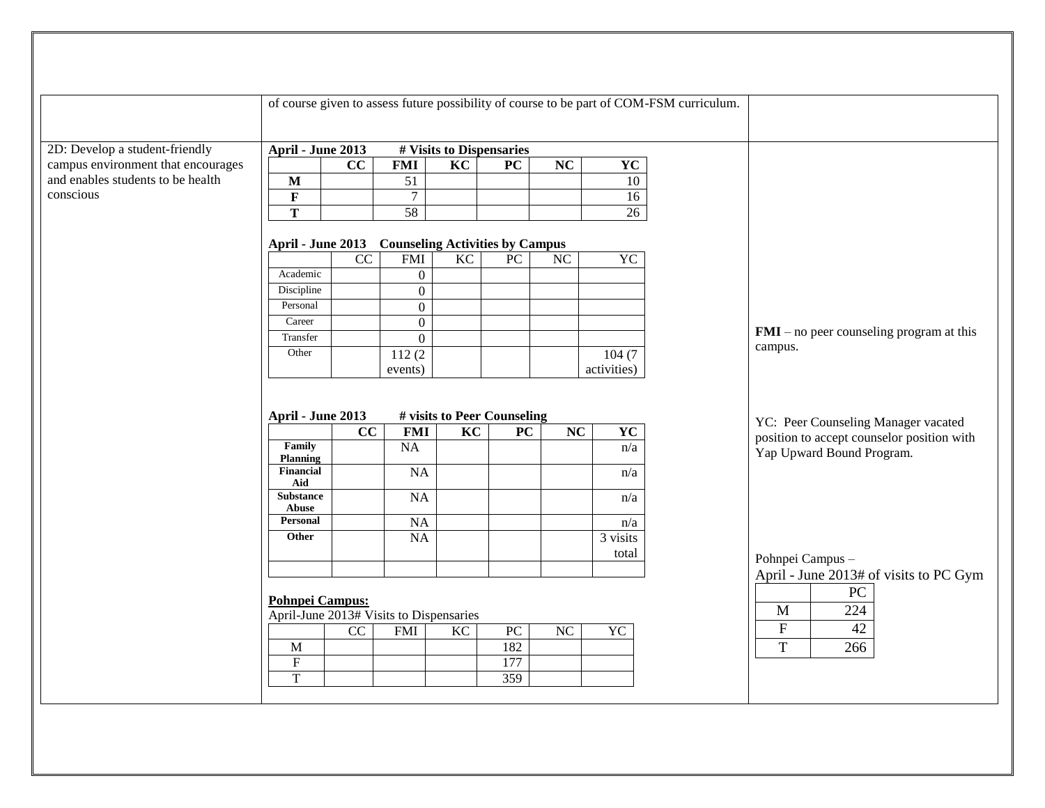| | | |
|---|---|---|
| | of course given to assess future possibility of course to be part of COM-FSM curriculum. | |
| 2D: Develop a student-friendly campus environment that encourages and enables students to be health conscious | (see tables below) | **FMI** – no peer counseling program at this campus.<br><br>YC: Peer Counseling Manager vacated position to accept counselor position with Yap Upward Bound Program.<br><br>Pohnpei Campus – April - June 2013# of visits to PC Gym (see table below) |

**April - June 2013 # Visits to Dispensaries**

| | CC | FMI | KC | PC | NC | YC |
|---|---|---|---|---|---|---|
| **M** | | 51 | | | | 10 |
| **F** | | 7 | | | | 16 |
| **T** | | 58 | | | | 26 |

**April - June 2013 Counseling Activities by Campus**

| | CC | FMI | KC | PC | NC | YC |
|---|---|---|---|---|---|---|
| Academic | | 0 | | | | |
| Discipline | | 0 | | | | |
| Personal | | 0 | | | | |
| Career | | 0 | | | | |
| Transfer | | 0 | | | | |
| Other | | 112 (2 events) | | | | 104 (7 activities) |

**April - June 2013 # visits to Peer Counseling**

| | CC | FMI | KC | PC | NC | YC |
|---|---|---|---|---|---|---|
| **Family Planning** | | NA | | | | n/a |
| **Financial Aid** | | NA | | | | n/a |
| **Substance Abuse** | | NA | | | | n/a |
| **Personal** | | NA | | | | n/a |
| **Other** | | NA | | | | 3 visits total |
| | | | | | | |

**Pohnpei Campus:**

April-June 2013# Visits to Dispensaries

| | CC | FMI | KC | PC | NC | YC |
|---|---|---|---|---|---|---|
| M | | | | 182 | | |
| F | | | | 177 | | |
| T | | | | 359 | | |

Pohnpei Campus – April - June 2013# of visits to PC Gym

| | PC |
|---|---|
| M | 224 |
| F | 42 |
| T | 266 |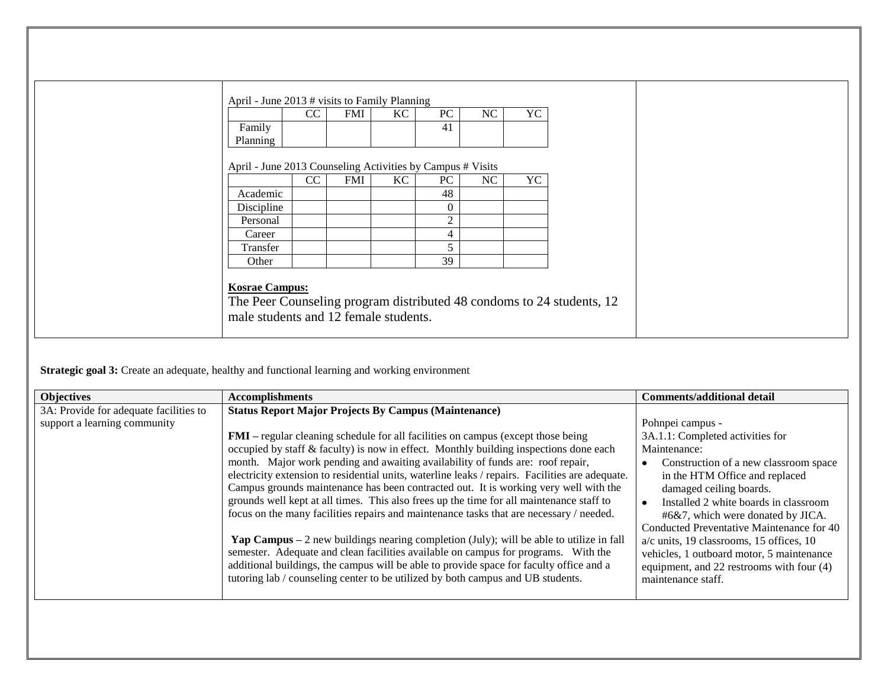| | | |
|---|---|---|
| | April - June 2013 # visits to Family Planning<br><br>\| \| CC \| FMI \| KC \| PC \| NC \| YC \|<br>\| Family Planning \| \| \| \| 41 \| \| \|<br><br>April - June 2013 Counseling Activities by Campus # Visits<br><br>\| \| CC \| FMI \| KC \| PC \| NC \| YC \|<br>\| Academic \| \| \| \| 48 \| \| \|<br>\| Discipline \| \| \| \| 0 \| \| \|<br>\| Personal \| \| \| \| 2 \| \| \|<br>\| Career \| \| \| \| 4 \| \| \|<br>\| Transfer \| \| \| \| 5 \| \| \|<br>\| Other \| \| \| \| 39 \| \| \|<br><br>**Kosrae Campus:**<br>The Peer Counseling program distributed 48 condoms to 24 students, 12 male students and 12 female students. | |

**Strategic goal 3:** Create an adequate, healthy and functional learning and working environment

| Objectives | Accomplishments | Comments/additional detail |
|---|---|---|
| 3A: Provide for adequate facilities to support a learning community | **Status Report Major Projects By Campus (Maintenance)**<br><br>**FMI** – regular cleaning schedule for all facilities on campus (except those being occupied by staff & faculty) is now in effect. Monthly building inspections done each month. Major work pending and awaiting availability of funds are: roof repair, electricity extension to residential units, waterline leaks / repairs. Facilities are adequate. Campus grounds maintenance has been contracted out. It is working very well with the grounds well kept at all times. This also frees up the time for all maintenance staff to focus on the many facilities repairs and maintenance tasks that are necessary / needed.<br><br>**Yap Campus** – 2 new buildings nearing completion (July); will be able to utilize in fall semester. Adequate and clean facilities available on campus for programs. With the additional buildings, the campus will be able to provide space for faculty office and a tutoring lab / counseling center to be utilized by both campus and UB students. | Pohnpei campus -<br>3A.1.1: Completed activities for Maintenance:<br>• Construction of a new classroom space in the HTM Office and replaced damaged ceiling boards.<br>• Installed 2 white boards in classroom #6&7, which were donated by JICA.<br>Conducted Preventative Maintenance for 40 a/c units, 19 classrooms, 15 offices, 10 vehicles, 1 outboard motor, 5 maintenance equipment, and 22 restrooms with four (4) maintenance staff. |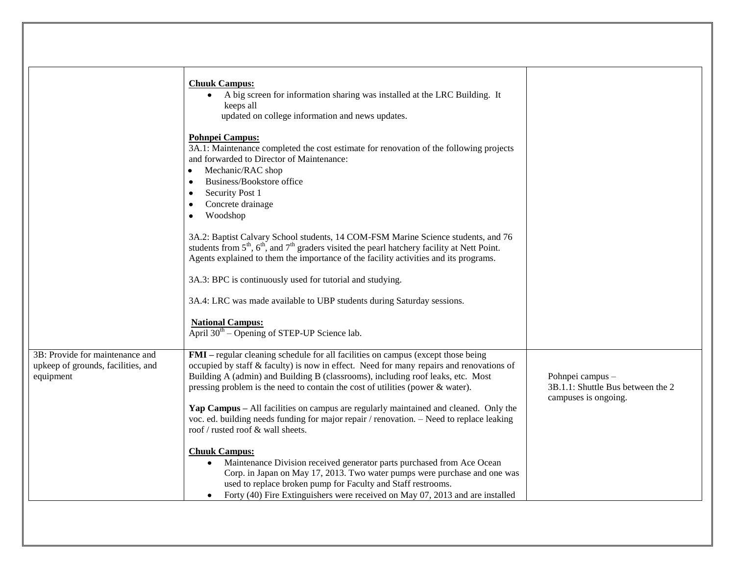| | | |
|---|---|---|
| | **Chuuk Campus:**<br>• A big screen for information sharing was installed at the LRC Building. It keeps all updated on college information and news updates.<br><br>**Pohnpei Campus:**<br>3A.1: Maintenance completed the cost estimate for renovation of the following projects and forwarded to Director of Maintenance:<br>• Mechanic/RAC shop<br>• Business/Bookstore office<br>• Security Post 1<br>• Concrete drainage<br>• Woodshop<br><br>3A.2: Baptist Calvary School students, 14 COM-FSM Marine Science students, and 76 students from 5th, 6th, and 7th graders visited the pearl hatchery facility at Nett Point. Agents explained to them the importance of the facility activities and its programs.<br><br>3A.3: BPC is continuously used for tutorial and studying.<br><br>3A.4: LRC was made available to UBP students during Saturday sessions.<br><br>**National Campus:**<br>April 30th – Opening of STEP-UP Science lab. | |
| 3B: Provide for maintenance and upkeep of grounds, facilities, and equipment | **FMI –** regular cleaning schedule for all facilities on campus (except those being occupied by staff & faculty) is now in effect. Need for many repairs and renovations of Building A (admin) and Building B (classrooms), including roof leaks, etc. Most pressing problem is the need to contain the cost of utilities (power & water).<br><br>**Yap Campus –** All facilities on campus are regularly maintained and cleaned. Only the voc. ed. building needs funding for major repair / renovation. – Need to replace leaking roof / rusted roof & wall sheets.<br><br>**Chuuk Campus:**<br>• Maintenance Division received generator parts purchased from Ace Ocean Corp. in Japan on May 17, 2013. Two water pumps were purchase and one was used to replace broken pump for Faculty and Staff restrooms.<br>• Forty (40) Fire Extinguishers were received on May 07, 2013 and are installed | Pohnpei campus –<br>3B.1.1: Shuttle Bus between the 2 campuses is ongoing. |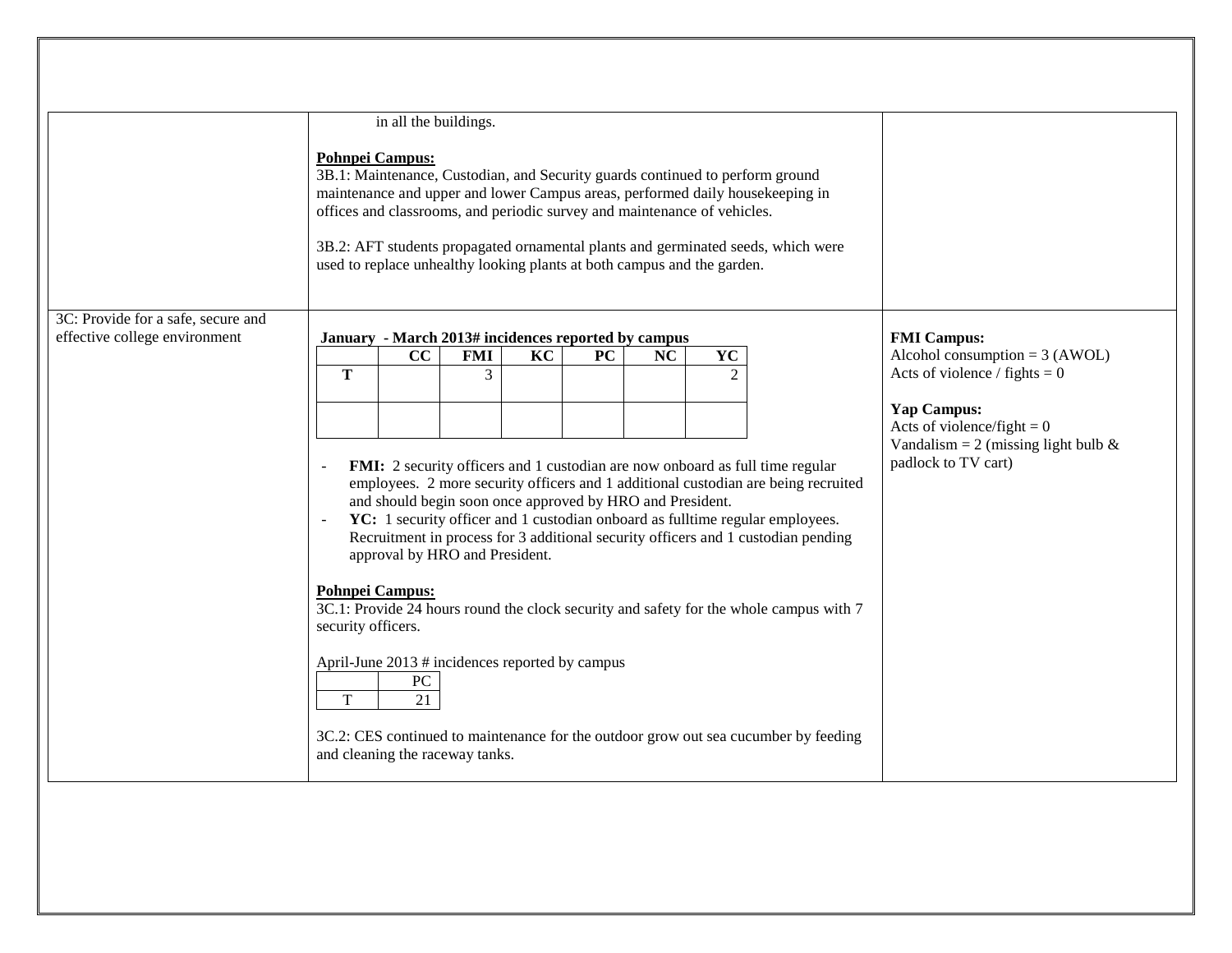| | | |
|---|---|---|
| | in all the buildings.<br><br>**Pohnpei Campus:**<br>3B.1: Maintenance, Custodian, and Security guards continued to perform ground maintenance and upper and lower Campus areas, performed daily housekeeping in offices and classrooms, and periodic survey and maintenance of vehicles.<br><br>3B.2: AFT students propagated ornamental plants and germinated seeds, which were used to replace unhealthy looking plants at both campus and the garden. | |
| 3C: Provide for a safe, secure and effective college environment | **January - March 2013# incidences reported by campus**<br><br>(see table below)<br><br>- **FMI:** 2 security officers and 1 custodian are now onboard as full time regular employees. 2 more security officers and 1 additional custodian are being recruited and should begin soon once approved by HRO and President.<br>- **YC:** 1 security officer and 1 custodian onboard as fulltime regular employees. Recruitment in process for 3 additional security officers and 1 custodian pending approval by HRO and President.<br><br>**Pohnpei Campus:**<br>3C.1: Provide 24 hours round the clock security and safety for the whole campus with 7 security officers.<br><br>April-June 2013 # incidences reported by campus<br><br>(see table below)<br><br>3C.2: CES continued to maintenance for the outdoor grow out sea cucumber by feeding and cleaning the raceway tanks. | **FMI Campus:**<br>Alcohol consumption = 3 (AWOL)<br>Acts of violence / fights = 0<br><br>**Yap Campus:**<br>Acts of violence/fight = 0<br>Vandalism = 2 (missing light bulb & padlock to TV cart) |

**January - March 2013# incidences reported by campus**

| | CC | FMI | KC | PC | NC | YC |
|---|---|---|---|---|---|---|
| T | | 3 | | | | 2 |
| | | | | | | |

April-June 2013 # incidences reported by campus

| | PC |
|---|---|
| T | 21 |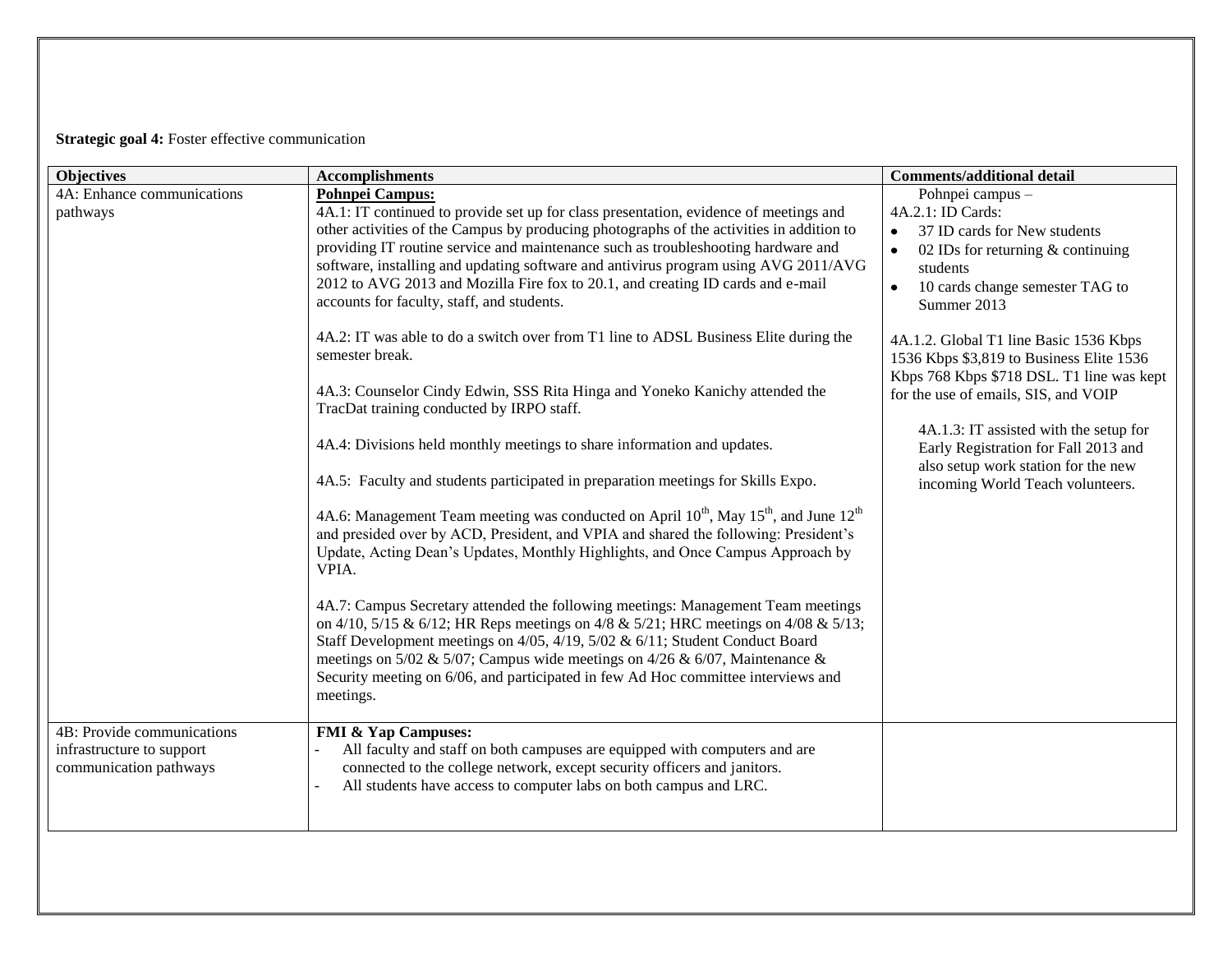**Strategic goal 4:** Foster effective communication

| Objectives | Accomplishments | Comments/additional detail |
|---|---|---|
| 4A: Enhance communications pathways | **Pohnpei Campus:**<br>4A.1: IT continued to provide set up for class presentation, evidence of meetings and other activities of the Campus by producing photographs of the activities in addition to providing IT routine service and maintenance such as troubleshooting hardware and software, installing and updating software and antivirus program using AVG 2011/AVG 2012 to AVG 2013 and Mozilla Fire fox to 20.1, and creating ID cards and e-mail accounts for faculty, staff, and students.<br><br>4A.2: IT was able to do a switch over from T1 line to ADSL Business Elite during the semester break.<br><br>4A.3: Counselor Cindy Edwin, SSS Rita Hinga and Yoneko Kanichy attended the TracDat training conducted by IRPO staff.<br><br>4A.4: Divisions held monthly meetings to share information and updates.<br><br>4A.5: Faculty and students participated in preparation meetings for Skills Expo.<br><br>4A.6: Management Team meeting was conducted on April 10th, May 15th, and June 12th and presided over by ACD, President, and VPIA and shared the following: President's Update, Acting Dean's Updates, Monthly Highlights, and Once Campus Approach by VPIA.<br><br>4A.7: Campus Secretary attended the following meetings: Management Team meetings on 4/10, 5/15 & 6/12; HR Reps meetings on 4/8 & 5/21; HRC meetings on 4/08 & 5/13; Staff Development meetings on 4/05, 4/19, 5/02 & 6/11; Student Conduct Board meetings on 5/02 & 5/07; Campus wide meetings on 4/26 & 6/07, Maintenance & Security meeting on 6/06, and participated in few Ad Hoc committee interviews and meetings. | Pohnpei campus –<br>4A.2.1: ID Cards:<br>• 37 ID cards for New students<br>• 02 IDs for returning & continuing students<br>• 10 cards change semester TAG to Summer 2013<br><br>4A.1.2. Global T1 line Basic 1536 Kbps 1536 Kbps $3,819 to Business Elite 1536 Kbps 768 Kbps $718 DSL. T1 line was kept for the use of emails, SIS, and VOIP<br><br>4A.1.3: IT assisted with the setup for Early Registration for Fall 2013 and also setup work station for the new incoming World Teach volunteers. |
| 4B: Provide communications infrastructure to support communication pathways | **FMI & Yap Campuses:**<br>- All faculty and staff on both campuses are equipped with computers and are connected to the college network, except security officers and janitors.<br>- All students have access to computer labs on both campus and LRC. | |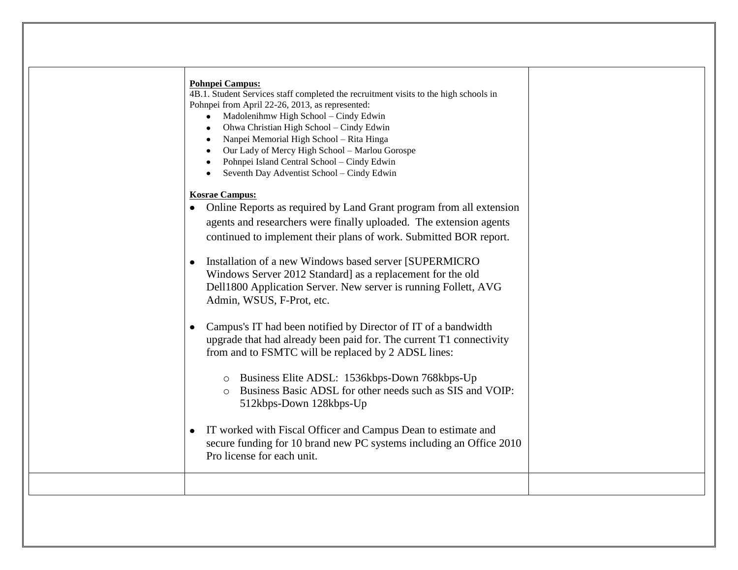| | | |
|---|---|---|
| | **Pohnpei Campus:**<br>4B.1. Student Services staff completed the recruitment visits to the high schools in Pohnpei from April 22-26, 2013, as represented:<br>• Madolenihmw High School – Cindy Edwin<br>• Ohwa Christian High School – Cindy Edwin<br>• Nanpei Memorial High School – Rita Hinga<br>• Our Lady of Mercy High School – Marlou Gorospe<br>• Pohnpei Island Central School – Cindy Edwin<br>• Seventh Day Adventist School – Cindy Edwin<br><br>**Kosrae Campus:**<br>• Online Reports as required by Land Grant program from all extension agents and researchers were finally uploaded. The extension agents continued to implement their plans of work. Submitted BOR report.<br><br>• Installation of a new Windows based server [SUPERMICRO Windows Server 2012 Standard] as a replacement for the old Dell1800 Application Server. New server is running Follett, AVG Admin, WSUS, F-Prot, etc.<br><br>• Campus's IT had been notified by Director of IT of a bandwidth upgrade that had already been paid for. The current T1 connectivity from and to FSMTC will be replaced by 2 ADSL lines:<br>  ○ Business Elite ADSL: 1536kbps-Down 768kbps-Up<br>  ○ Business Basic ADSL for other needs such as SIS and VOIP: 512kbps-Down 128kbps-Up<br><br>• IT worked with Fiscal Officer and Campus Dean to estimate and secure funding for 10 brand new PC systems including an Office 2010 Pro license for each unit. | |
| | | |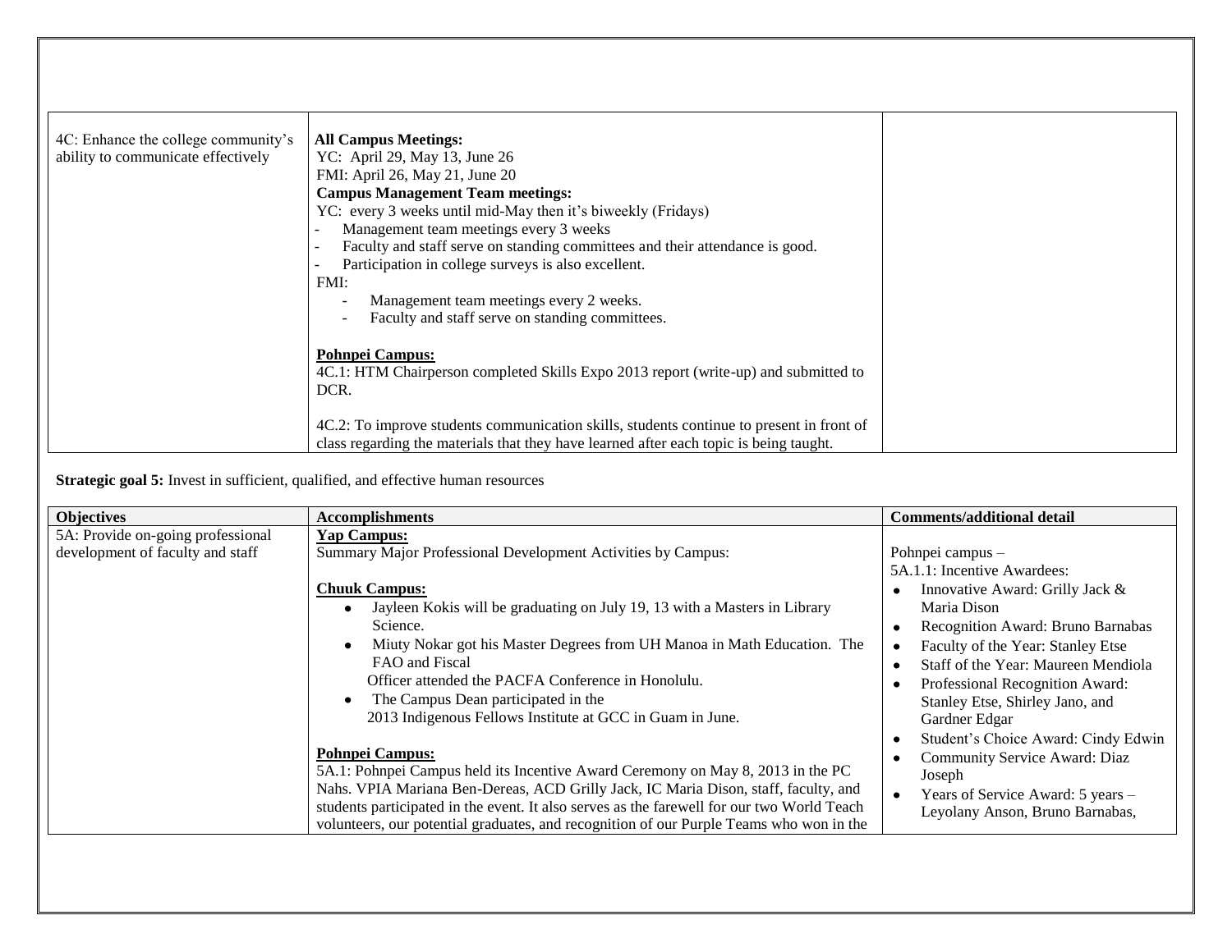| | | |
|---|---|---|
| 4C: Enhance the college community's ability to communicate effectively | **All Campus Meetings:**<br>YC: April 29, May 13, June 26<br>FMI: April 26, May 21, June 20<br>**Campus Management Team meetings:**<br>YC: every 3 weeks until mid-May then it's biweekly (Fridays)<br>- Management team meetings every 3 weeks<br>- Faculty and staff serve on standing committees and their attendance is good.<br>- Participation in college surveys is also excellent.<br>FMI:<br>- Management team meetings every 2 weeks.<br>- Faculty and staff serve on standing committees.<br><br>**Pohnpei Campus:**<br>4C.1: HTM Chairperson completed Skills Expo 2013 report (write-up) and submitted to DCR.<br><br>4C.2: To improve students communication skills, students continue to present in front of class regarding the materials that they have learned after each topic is being taught. | |

**Strategic goal 5:** Invest in sufficient, qualified, and effective human resources

| Objectives | Accomplishments | Comments/additional detail |
|---|---|---|
| 5A: Provide on-going professional development of faculty and staff | **Yap Campus:**<br>Summary Major Professional Development Activities by Campus:<br><br>**Chuuk Campus:**<br>• Jayleen Kokis will be graduating on July 19, 13 with a Masters in Library Science.<br>• Miuty Nokar got his Master Degrees from UH Manoa in Math Education. The FAO and Fiscal Officer attended the PACFA Conference in Honolulu.<br>• The Campus Dean participated in the 2013 Indigenous Fellows Institute at GCC in Guam in June.<br><br>**Pohnpei Campus:**<br>5A.1: Pohnpei Campus held its Incentive Award Ceremony on May 8, 2013 in the PC Nahs. VPIA Mariana Ben-Dereas, ACD Grilly Jack, IC Maria Dison, staff, faculty, and students participated in the event. It also serves as the farewell for our two World Teach volunteers, our potential graduates, and recognition of our Purple Teams who won in the | Pohnpei campus –<br>5A.1.1: Incentive Awardees:<br>• Innovative Award: Grilly Jack & Maria Dison<br>• Recognition Award: Bruno Barnabas<br>• Faculty of the Year: Stanley Etse<br>• Staff of the Year: Maureen Mendiola<br>• Professional Recognition Award: Stanley Etse, Shirley Jano, and Gardner Edgar<br>• Student's Choice Award: Cindy Edwin<br>• Community Service Award: Diaz Joseph<br>• Years of Service Award: 5 years – Leyolany Anson, Bruno Barnabas, |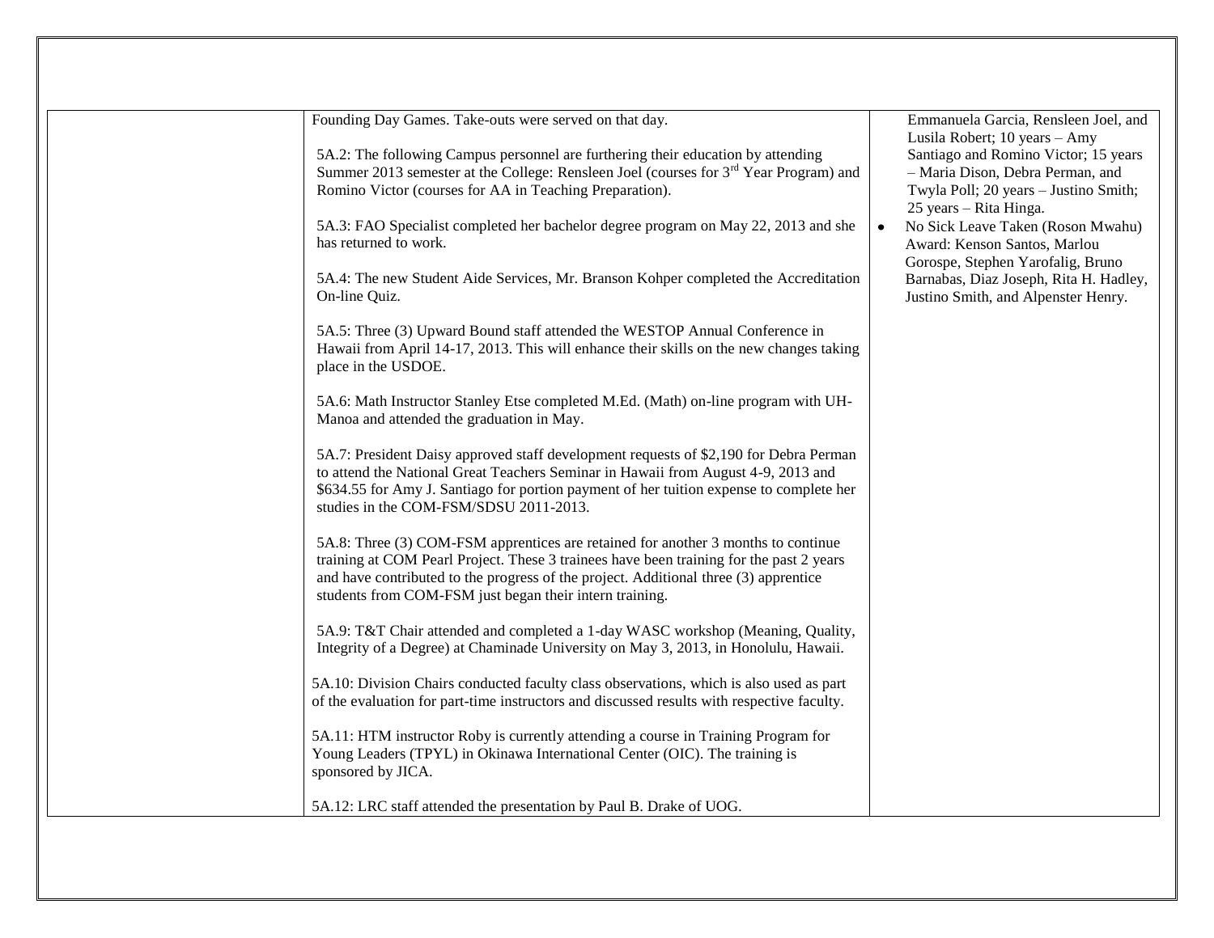| | | |
|---|---|---|
| | Founding Day Games. Take-outs were served on that day.<br><br>5A.2: The following Campus personnel are furthering their education by attending Summer 2013 semester at the College: Rensleen Joel (courses for 3rd Year Program) and Romino Victor (courses for AA in Teaching Preparation).<br><br>5A.3: FAO Specialist completed her bachelor degree program on May 22, 2013 and she has returned to work.<br><br>5A.4: The new Student Aide Services, Mr. Branson Kohper completed the Accreditation On-line Quiz.<br><br>5A.5: Three (3) Upward Bound staff attended the WESTOP Annual Conference in Hawaii from April 14-17, 2013. This will enhance their skills on the new changes taking place in the USDOE.<br><br>5A.6: Math Instructor Stanley Etse completed M.Ed. (Math) on-line program with UH-Manoa and attended the graduation in May.<br><br>5A.7: President Daisy approved staff development requests of $2,190 for Debra Perman to attend the National Great Teachers Seminar in Hawaii from August 4-9, 2013 and $634.55 for Amy J. Santiago for portion payment of her tuition expense to complete her studies in the COM-FSM/SDSU 2011-2013.<br><br>5A.8: Three (3) COM-FSM apprentices are retained for another 3 months to continue training at COM Pearl Project. These 3 trainees have been training for the past 2 years and have contributed to the progress of the project. Additional three (3) apprentice students from COM-FSM just began their intern training.<br><br>5A.9: T&T Chair attended and completed a 1-day WASC workshop (Meaning, Quality, Integrity of a Degree) at Chaminade University on May 3, 2013, in Honolulu, Hawaii.<br><br>5A.10: Division Chairs conducted faculty class observations, which is also used as part of the evaluation for part-time instructors and discussed results with respective faculty.<br><br>5A.11: HTM instructor Roby is currently attending a course in Training Program for Young Leaders (TPYL) in Okinawa International Center (OIC). The training is sponsored by JICA.<br><br>5A.12: LRC staff attended the presentation by Paul B. Drake of UOG. | Emmanuela Garcia, Rensleen Joel, and Lusila Robert; 10 years – Amy Santiago and Romino Victor; 15 years – Maria Dison, Debra Perman, and Twyla Poll; 20 years – Justino Smith; 25 years – Rita Hinga.<br><br>• No Sick Leave Taken (Roson Mwahu) Award: Kenson Santos, Marlou Gorospe, Stephen Yarofalig, Bruno Barnabas, Diaz Joseph, Rita H. Hadley, Justino Smith, and Alpenster Henry. |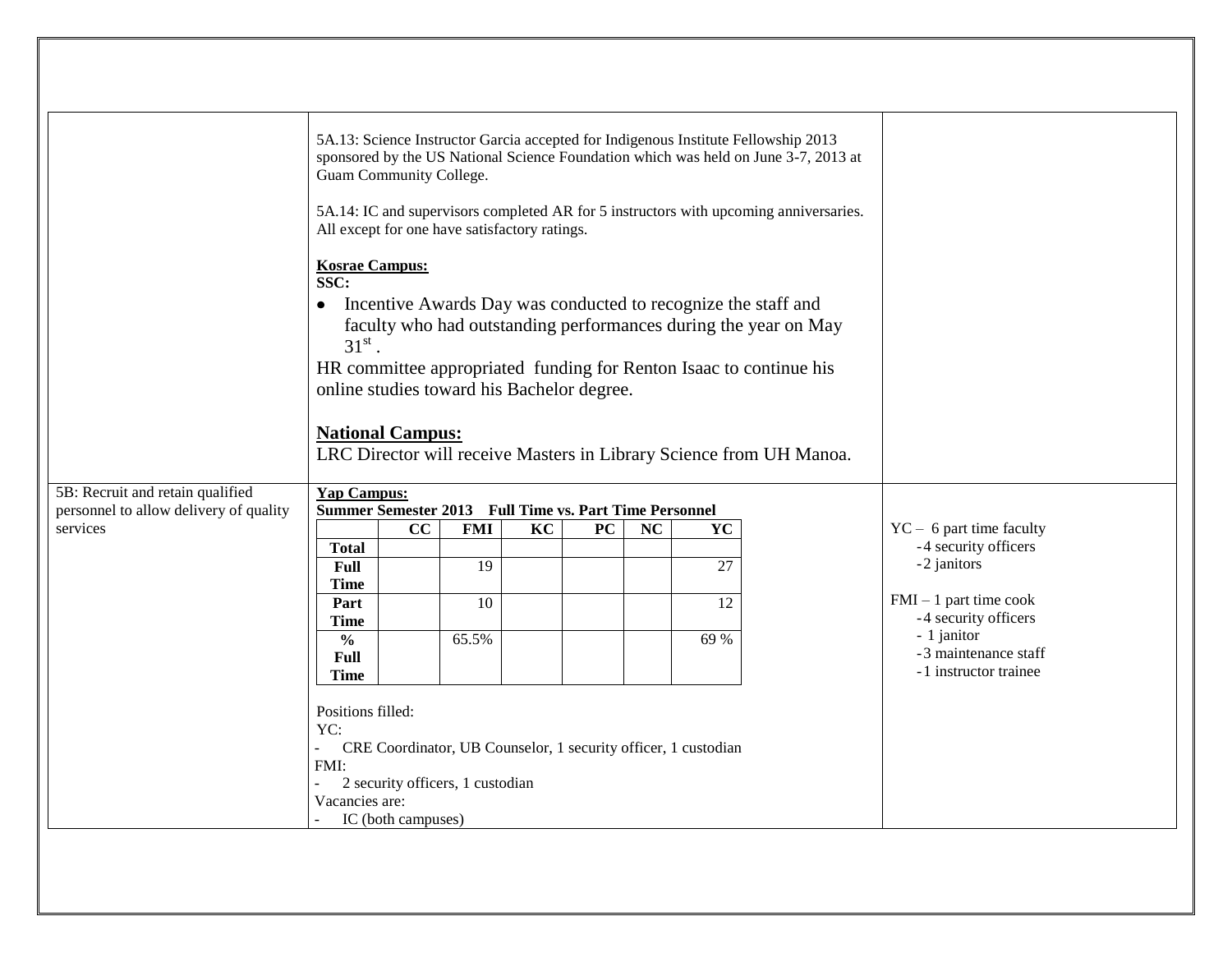| | | |
|---|---|---|
| | 5A.13: Science Instructor Garcia accepted for Indigenous Institute Fellowship 2013 sponsored by the US National Science Foundation which was held on June 3-7, 2013 at Guam Community College.<br><br>5A.14: IC and supervisors completed AR for 5 instructors with upcoming anniversaries. All except for one have satisfactory ratings.<br><br>**Kosrae Campus:**<br>**SSC:**<br>• Incentive Awards Day was conducted to recognize the staff and faculty who had outstanding performances during the year on May 31st .<br>HR committee appropriated funding for Renton Isaac to continue his online studies toward his Bachelor degree.<br><br>**National Campus:**<br>LRC Director will receive Masters in Library Science from UH Manoa. | |
| 5B: Recruit and retain qualified personnel to allow delivery of quality services | **Yap Campus:**<br>**Summer Semester 2013 Full Time vs. Part Time Personnel**<br>(see table below)<br><br>Positions filled:<br>YC:<br>- CRE Coordinator, UB Counselor, 1 security officer, 1 custodian<br>FMI:<br>- 2 security officers, 1 custodian<br>Vacancies are:<br>- IC (both campuses) | YC – 6 part time faculty<br>-4 security officers<br>-2 janitors<br><br>FMI – 1 part time cook<br>-4 security officers<br>- 1 janitor<br>-3 maintenance staff<br>-1 instructor trainee |

| | CC | FMI | KC | PC | NC | YC |
|---|---|---|---|---|---|---|
| **Total** | | | | | | |
| **Full Time** | | 19 | | | | 27 |
| **Part Time** | | 10 | | | | 12 |
| **% Full Time** | | 65.5% | | | | 69 % |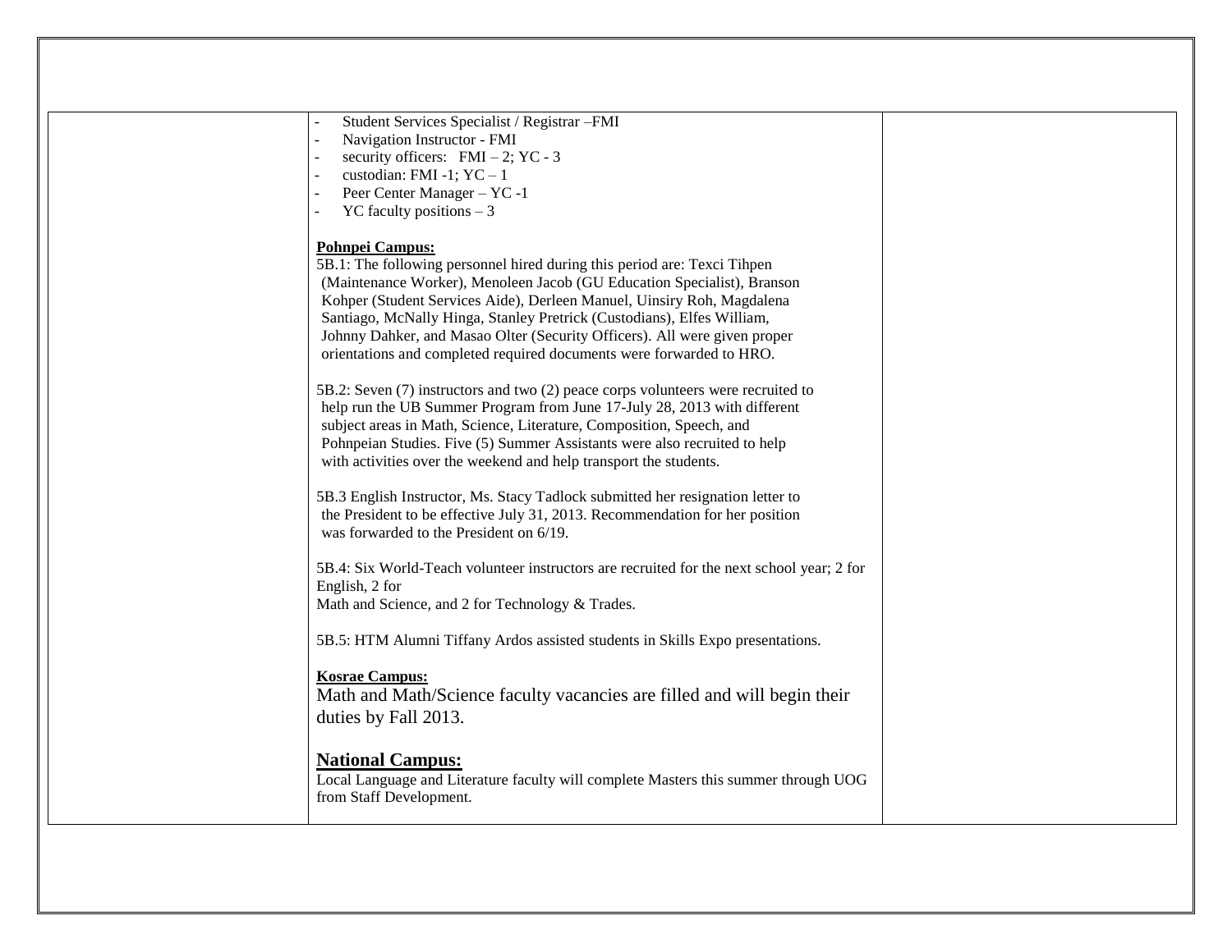| | - Student Services Specialist / Registrar –FMI<br>- Navigation Instructor - FMI<br>- security officers: FMI – 2; YC - 3<br>- custodian: FMI -1; YC – 1<br>- Peer Center Manager – YC -1<br>- YC faculty positions – 3<br><br>**Pohnpei Campus:**<br>5B.1: The following personnel hired during this period are: Texci Tihpen (Maintenance Worker), Menoleen Jacob (GU Education Specialist), Branson Kohper (Student Services Aide), Derleen Manuel, Uinsiry Roh, Magdalena Santiago, McNally Hinga, Stanley Pretrick (Custodians), Elfes William, Johnny Dahker, and Masao Olter (Security Officers). All were given proper orientations and completed required documents were forwarded to HRO.<br><br>5B.2: Seven (7) instructors and two (2) peace corps volunteers were recruited to help run the UB Summer Program from June 17-July 28, 2013 with different subject areas in Math, Science, Literature, Composition, Speech, and Pohnpeian Studies. Five (5) Summer Assistants were also recruited to help with activities over the weekend and help transport the students.<br><br>5B.3 English Instructor, Ms. Stacy Tadlock submitted her resignation letter to the President to be effective July 31, 2013. Recommendation for her position was forwarded to the President on 6/19.<br><br>5B.4: Six World-Teach volunteer instructors are recruited for the next school year; 2 for English, 2 for Math and Science, and 2 for Technology & Trades.<br><br>5B.5: HTM Alumni Tiffany Ardos assisted students in Skills Expo presentations.<br><br>**Kosrae Campus:**<br>Math and Math/Science faculty vacancies are filled and will begin their duties by Fall 2013.<br><br>**National Campus:**<br>Local Language and Literature faculty will complete Masters this summer through UOG from Staff Development. | |
|---|---|---|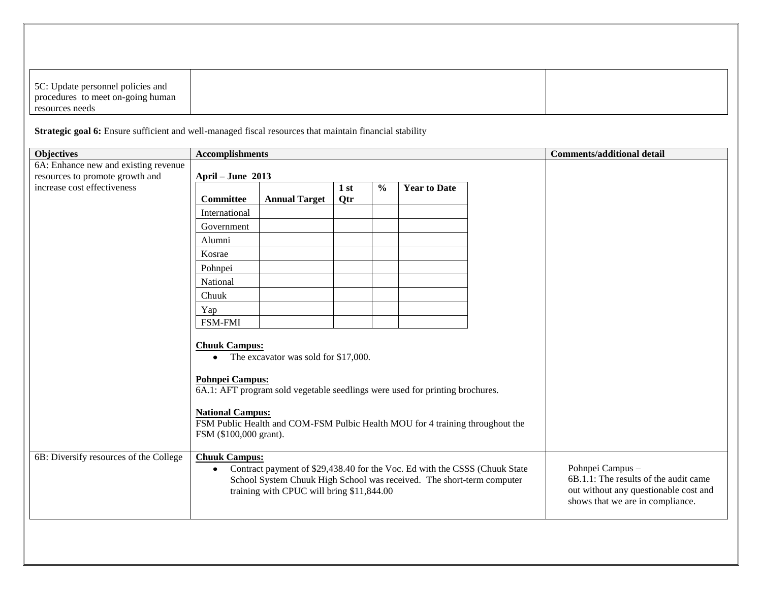| | | |
|---|---|---|
| 5C: Update personnel policies and procedures to meet on-going human resources needs | | |

**Strategic goal 6:** Ensure sufficient and well-managed fiscal resources that maintain financial stability

| Objectives | Accomplishments | Comments/additional detail |
|---|---|---|
| 6A: Enhance new and existing revenue resources to promote growth and increase cost effectiveness | **April – June 2013**<br><br>**Committee** / **Annual Target** / **1 st Qtr** / **%** / **Year to Date**<br>International<br>Government<br>Alumni<br>Kosrae<br>Pohnpei<br>National<br>Chuuk<br>Yap<br>FSM-FMI<br><br>**<u>Chuuk Campus:</u>**<br>• The excavator was sold for $17,000.<br><br>**<u>Pohnpei Campus:</u>**<br>6A.1: AFT program sold vegetable seedlings were used for printing brochures.<br><br>**<u>National Campus:</u>**<br>FSM Public Health and COM-FSM Pulbic Health MOU for 4 training throughout the FSM ($100,000 grant). | |
| 6B: Diversify resources of the College | **<u>Chuuk Campus:</u>**<br>• Contract payment of $29,438.40 for the Voc. Ed with the CSSS (Chuuk State School System Chuuk High School was received. The short-term computer training with CPUC will bring $11,844.00 | Pohnpei Campus –<br>6B.1.1: The results of the audit came out without any questionable cost and shows that we are in compliance. |

**April – June 2013**

| Committee | Annual Target | 1 st Qtr | % | Year to Date |
|---|---|---|---|---|
| International | | | | |
| Government | | | | |
| Alumni | | | | |
| Kosrae | | | | |
| Pohnpei | | | | |
| National | | | | |
| Chuuk | | | | |
| Yap | | | | |
| FSM-FMI | | | | |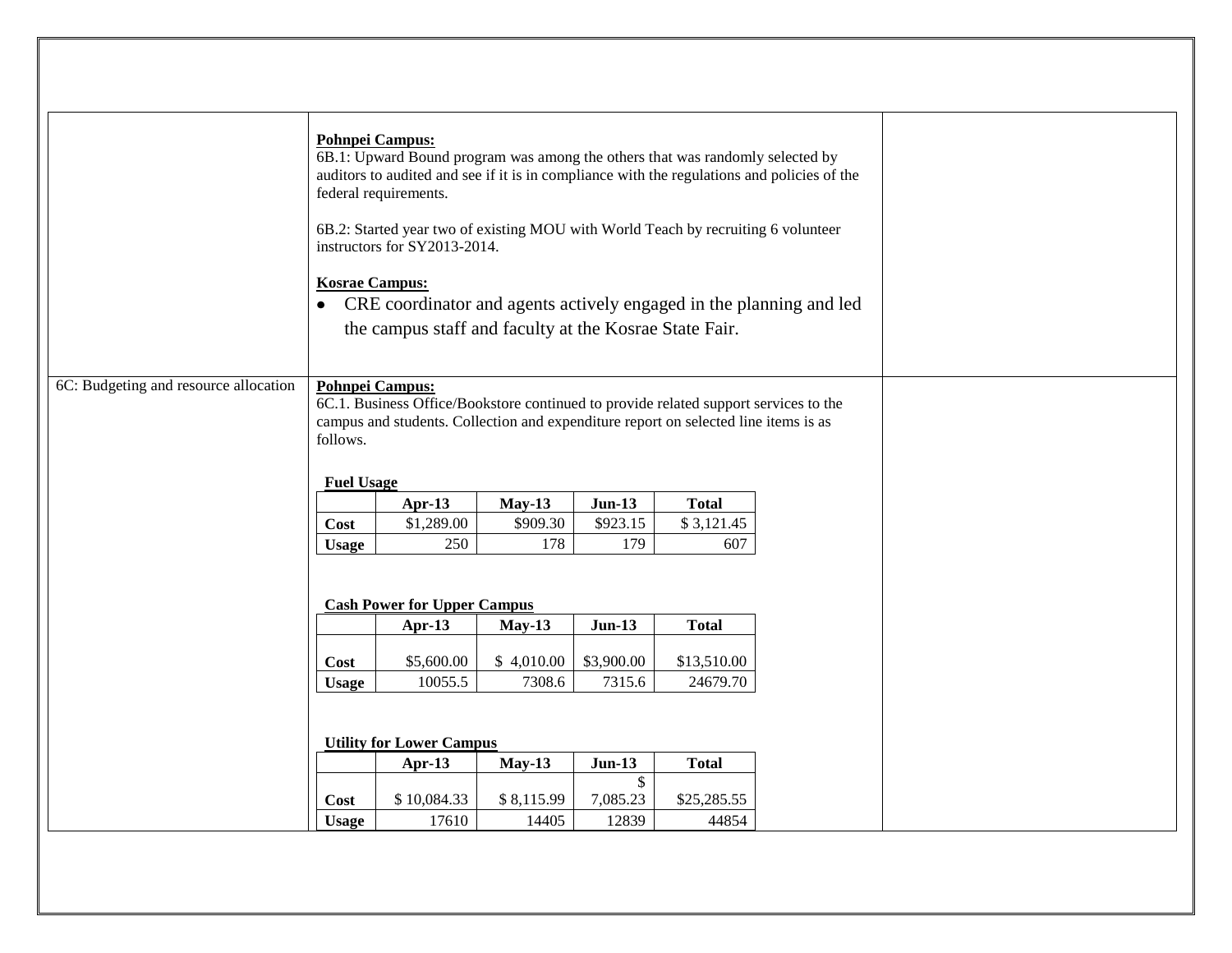| | | |
|---|---|---|
| | **Pohnpei Campus:**<br>6B.1: Upward Bound program was among the others that was randomly selected by auditors to audited and see if it is in compliance with the regulations and policies of the federal requirements.<br><br>6B.2: Started year two of existing MOU with World Teach by recruiting 6 volunteer instructors for SY2013-2014.<br><br>**Kosrae Campus:**<br>• CRE coordinator and agents actively engaged in the planning and led the campus staff and faculty at the Kosrae State Fair. | |
| 6C: Budgeting and resource allocation | **Pohnpei Campus:**<br>6C.1. Business Office/Bookstore continued to provide related support services to the campus and students. Collection and expenditure report on selected line items is as follows. | |

**Fuel Usage**

| | Apr-13 | May-13 | Jun-13 | Total |
|---|---|---|---|---|
| **Cost** | $1,289.00 | $909.30 | $923.15 | $ 3,121.45 |
| **Usage** | 250 | 178 | 179 | 607 |

**Cash Power for Upper Campus**

| | Apr-13 | May-13 | Jun-13 | Total |
|---|---|---|---|---|
| **Cost** | $5,600.00 | $ 4,010.00 | $3,900.00 | $13,510.00 |
| **Usage** | 10055.5 | 7308.6 | 7315.6 | 24679.70 |

**Utility for Lower Campus**

| | Apr-13 | May-13 | Jun-13 | Total |
|---|---|---|---|---|
| **Cost** | $ 10,084.33 | $ 8,115.99 | $ 7,085.23 | $25,285.55 |
| **Usage** | 17610 | 14405 | 12839 | 44854 |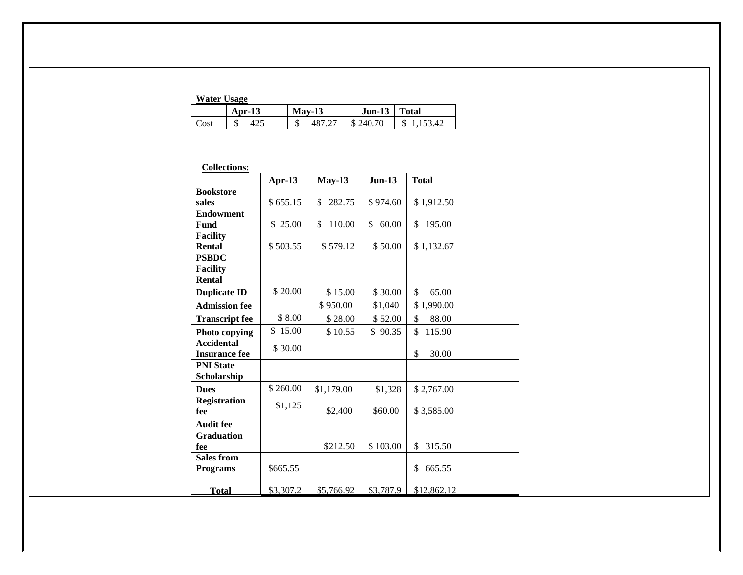**Water Usage**

| | Apr-13 | May-13 | Jun-13 | Total |
|---|---|---|---|---|
| Cost | $ 425 | $ 487.27 | $ 240.70 | $ 1,153.42 |

**Collections:**

| | Apr-13 | May-13 | Jun-13 | Total |
|---|---|---|---|---|
| **Bookstore sales** | $ 655.15 | $ 282.75 | $ 974.60 | $ 1,912.50 |
| **Endowment Fund** | $ 25.00 | $ 110.00 | $ 60.00 | $ 195.00 |
| **Facility Rental** | $ 503.55 | $ 579.12 | $ 50.00 | $ 1,132.67 |
| **PSBDC Facility Rental** | | | | |
| **Duplicate ID** | $ 20.00 | $ 15.00 | $ 30.00 | $ 65.00 |
| **Admission fee** | | $ 950.00 | $1,040 | $ 1,990.00 |
| **Transcript fee** | $ 8.00 | $ 28.00 | $ 52.00 | $ 88.00 |
| **Photo copying** | $ 15.00 | $ 10.55 | $ 90.35 | $ 115.90 |
| **Accidental Insurance fee** | $ 30.00 | | | $ 30.00 |
| **PNI State Scholarship** | | | | |
| **Dues** | $ 260.00 | $1,179.00 | $1,328 | $ 2,767.00 |
| **Registration fee** | $1,125 | $2,400 | $60.00 | $ 3,585.00 |
| **Audit fee** | | | | |
| **Graduation fee** | | $212.50 | $ 103.00 | $ 315.50 |
| **Sales from Programs** | $665.55 | | | $ 665.55 |
| **Total** | $3,307.2 | $5,766.92 | $3,787.9 | $12,862.12 |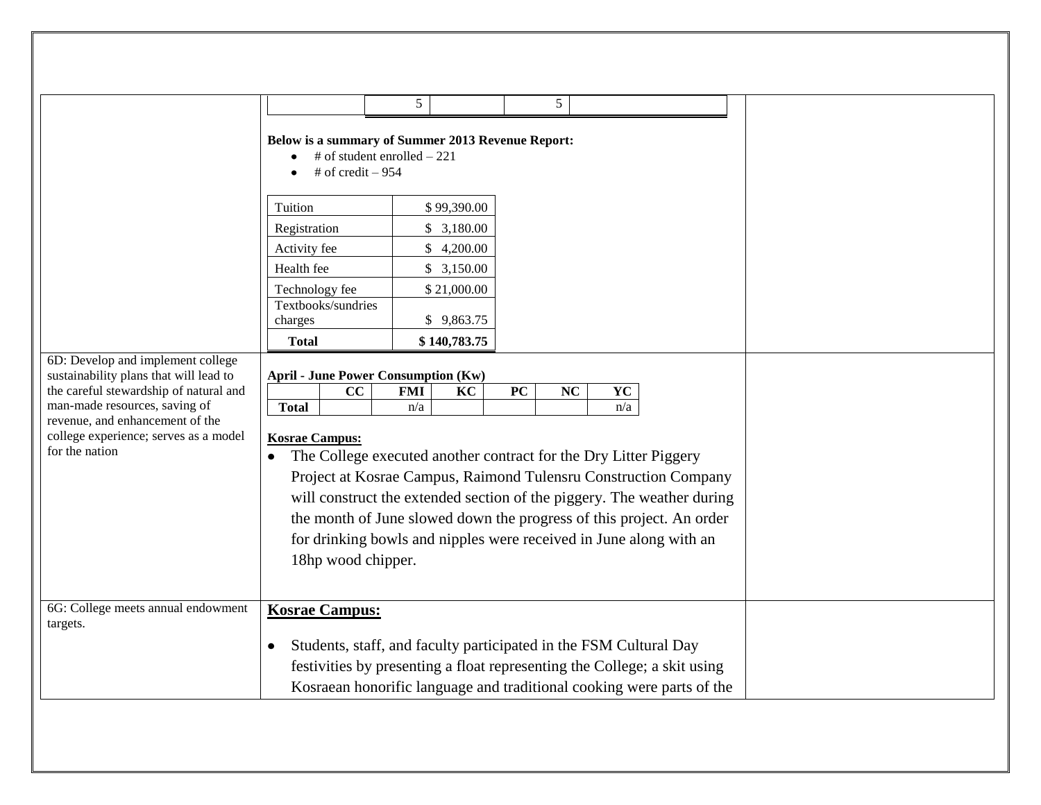| | | |
|---|---|---|
| | \| \| 5 \| \| 5 \| \|<br><br>**Below is a summary of Summer 2013 Revenue Report:**<br>• # of student enrolled – 221<br>• # of credit – 954<br><br>\| Tuition \| $ 99,390.00 \|<br>\| Registration \| $ 3,180.00 \|<br>\| Activity fee \| $ 4,200.00 \|<br>\| Health fee \| $ 3,150.00 \|<br>\| Technology fee \| $ 21,000.00 \|<br>\| Textbooks/sundries charges \| $ 9,863.75 \|<br>\| **Total** \| **$ 140,783.75** \| | |
| 6D: Develop and implement college sustainability plans that will lead to the careful stewardship of natural and man-made resources, saving of revenue, and enhancement of the college experience; serves as a model for the nation | **April - June Power Consumption (Kw)**<br><br>\| \| **CC** \| **FMI** \| **KC** \| **PC** \| **NC** \| **YC** \|<br>\| **Total** \| \| n/a \| \| \| \| n/a \|<br><br>**Kosrae Campus:**<br>• The College executed another contract for the Dry Litter Piggery Project at Kosrae Campus, Raimond Tulensru Construction Company will construct the extended section of the piggery. The weather during the month of June slowed down the progress of this project. An order for drinking bowls and nipples were received in June along with an 18hp wood chipper. | |
| 6G: College meets annual endowment targets. | **Kosrae Campus:**<br><br>• Students, staff, and faculty participated in the FSM Cultural Day festivities by presenting a float representing the College; a skit using Kosraean honorific language and traditional cooking were parts of the | |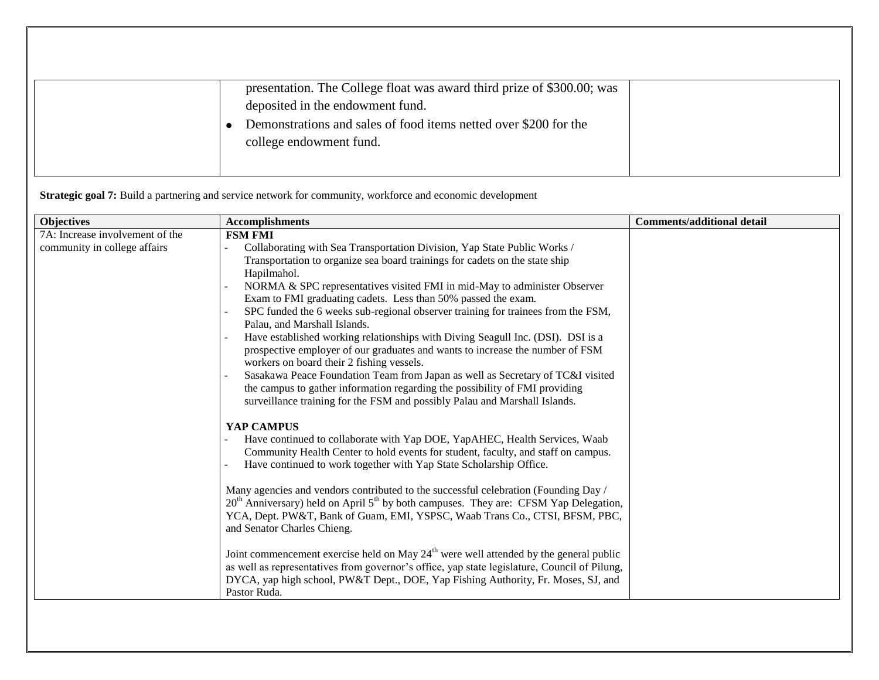| | | |
|---|---|---|
| | presentation. The College float was award third prize of $300.00; was deposited in the endowment fund.<br>• Demonstrations and sales of food items netted over $200 for the college endowment fund. | |

**Strategic goal 7:** Build a partnering and service network for community, workforce and economic development

| Objectives | Accomplishments | Comments/additional detail |
|---|---|---|
| 7A: Increase involvement of the community in college affairs | **FSM FMI**<br>- Collaborating with Sea Transportation Division, Yap State Public Works / Transportation to organize sea board trainings for cadets on the state ship Hapilmahol.<br>- NORMA & SPC representatives visited FMI in mid-May to administer Observer Exam to FMI graduating cadets. Less than 50% passed the exam.<br>- SPC funded the 6 weeks sub-regional observer training for trainees from the FSM, Palau, and Marshall Islands.<br>- Have established working relationships with Diving Seagull Inc. (DSI). DSI is a prospective employer of our graduates and wants to increase the number of FSM workers on board their 2 fishing vessels.<br>- Sasakawa Peace Foundation Team from Japan as well as Secretary of TC&I visited the campus to gather information regarding the possibility of FMI providing surveillance training for the FSM and possibly Palau and Marshall Islands.<br><br>**YAP CAMPUS**<br>- Have continued to collaborate with Yap DOE, YapAHEC, Health Services, Waab Community Health Center to hold events for student, faculty, and staff on campus.<br>- Have continued to work together with Yap State Scholarship Office.<br><br>Many agencies and vendors contributed to the successful celebration (Founding Day / 20th Anniversary) held on April 5th by both campuses. They are: CFSM Yap Delegation, YCA, Dept. PW&T, Bank of Guam, EMI, YSPSC, Waab Trans Co., CTSI, BFSM, PBC, and Senator Charles Chieng.<br><br>Joint commencement exercise held on May 24th were well attended by the general public as well as representatives from governor's office, yap state legislature, Council of Pilung, DYCA, yap high school, PW&T Dept., DOE, Yap Fishing Authority, Fr. Moses, SJ, and Pastor Ruda. | |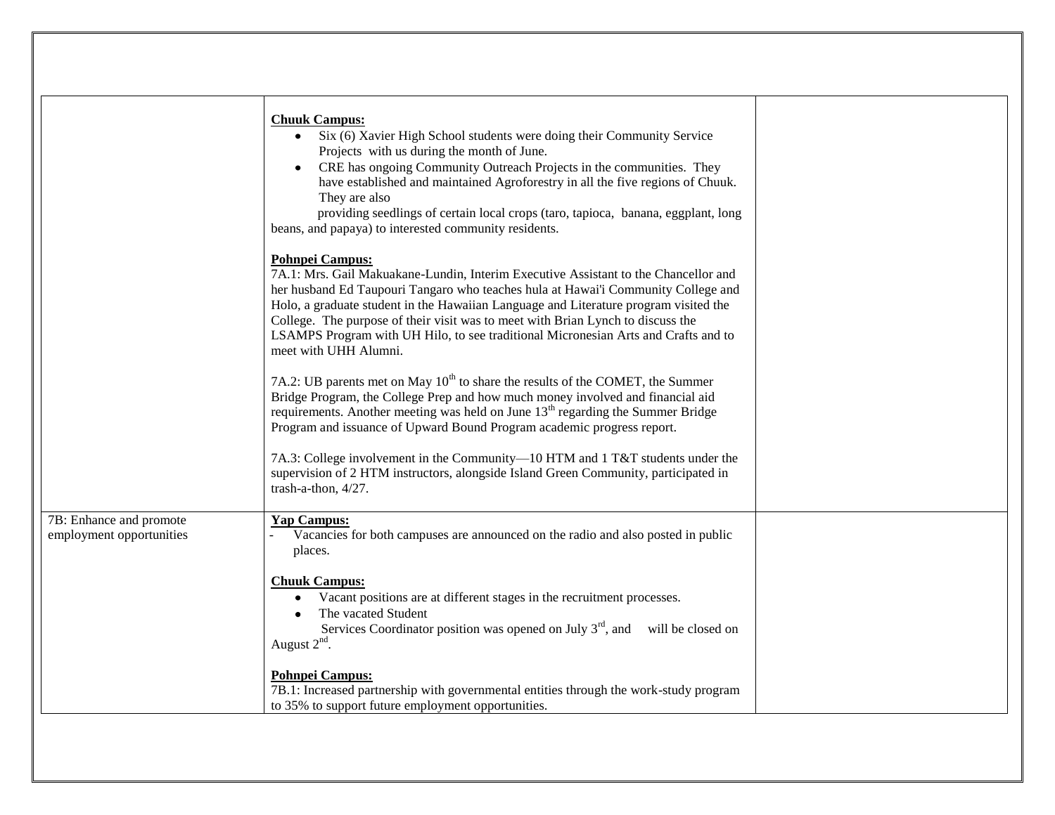| | | |
|---|---|---|
| | **Chuuk Campus:**<br>• Six (6) Xavier High School students were doing their Community Service Projects with us during the month of June.<br>• CRE has ongoing Community Outreach Projects in the communities. They have established and maintained Agroforestry in all the five regions of Chuuk. They are also providing seedlings of certain local crops (taro, tapioca, banana, eggplant, long beans, and papaya) to interested community residents.<br><br>**Pohnpei Campus:**<br>7A.1: Mrs. Gail Makuakane-Lundin, Interim Executive Assistant to the Chancellor and her husband Ed Taupouri Tangaro who teaches hula at Hawai'i Community College and Holo, a graduate student in the Hawaiian Language and Literature program visited the College. The purpose of their visit was to meet with Brian Lynch to discuss the LSAMPS Program with UH Hilo, to see traditional Micronesian Arts and Crafts and to meet with UHH Alumni.<br><br>7A.2: UB parents met on May 10th to share the results of the COMET, the Summer Bridge Program, the College Prep and how much money involved and financial aid requirements. Another meeting was held on June 13th regarding the Summer Bridge Program and issuance of Upward Bound Program academic progress report.<br><br>7A.3: College involvement in the Community—10 HTM and 1 T&T students under the supervision of 2 HTM instructors, alongside Island Green Community, participated in trash-a-thon, 4/27. | |
| 7B: Enhance and promote employment opportunities | **Yap Campus:**<br>- Vacancies for both campuses are announced on the radio and also posted in public places.<br><br>**Chuuk Campus:**<br>• Vacant positions are at different stages in the recruitment processes.<br>• The vacated Student Services Coordinator position was opened on July 3rd, and will be closed on August 2nd.<br><br>**Pohnpei Campus:**<br>7B.1: Increased partnership with governmental entities through the work-study program to 35% to support future employment opportunities. | |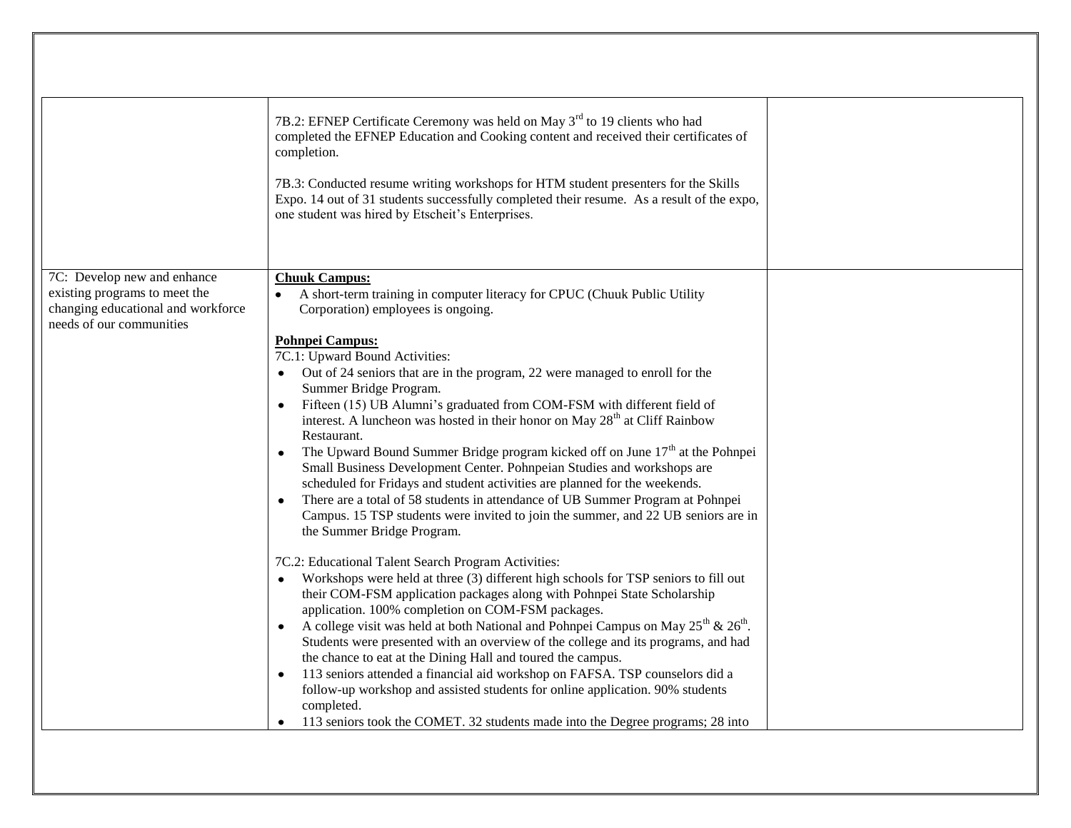| | | |
|---|---|---|
| | 7B.2: EFNEP Certificate Ceremony was held on May 3rd to 19 clients who had completed the EFNEP Education and Cooking content and received their certificates of completion.<br><br>7B.3: Conducted resume writing workshops for HTM student presenters for the Skills Expo. 14 out of 31 students successfully completed their resume. As a result of the expo, one student was hired by Etscheit's Enterprises. | |
| 7C: Develop new and enhance existing programs to meet the changing educational and workforce needs of our communities | **Chuuk Campus:**<br>• A short-term training in computer literacy for CPUC (Chuuk Public Utility Corporation) employees is ongoing.<br><br>**Pohnpei Campus:**<br>7C.1: Upward Bound Activities:<br>• Out of 24 seniors that are in the program, 22 were managed to enroll for the Summer Bridge Program.<br>• Fifteen (15) UB Alumni's graduated from COM-FSM with different field of interest. A luncheon was hosted in their honor on May 28th at Cliff Rainbow Restaurant.<br>• The Upward Bound Summer Bridge program kicked off on June 17th at the Pohnpei Small Business Development Center. Pohnpeian Studies and workshops are scheduled for Fridays and student activities are planned for the weekends.<br>• There are a total of 58 students in attendance of UB Summer Program at Pohnpei Campus. 15 TSP students were invited to join the summer, and 22 UB seniors are in the Summer Bridge Program.<br><br>7C.2: Educational Talent Search Program Activities:<br>• Workshops were held at three (3) different high schools for TSP seniors to fill out their COM-FSM application packages along with Pohnpei State Scholarship application. 100% completion on COM-FSM packages.<br>• A college visit was held at both National and Pohnpei Campus on May 25th & 26th. Students were presented with an overview of the college and its programs, and had the chance to eat at the Dining Hall and toured the campus.<br>• 113 seniors attended a financial aid workshop on FAFSA. TSP counselors did a follow-up workshop and assisted students for online application. 90% students completed.<br>• 113 seniors took the COMET. 32 students made into the Degree programs; 28 into | |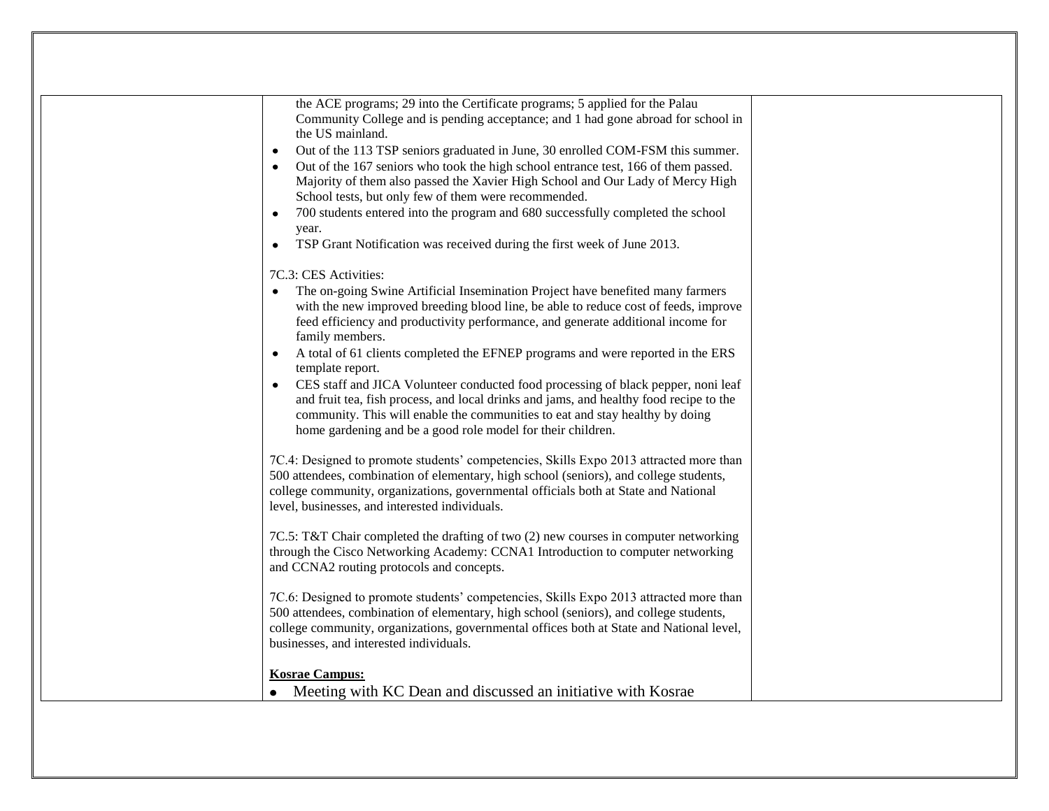| | | |
|---|---|---|
| | the ACE programs; 29 into the Certificate programs; 5 applied for the Palau Community College and is pending acceptance; and 1 had gone abroad for school in the US mainland.<br>• Out of the 113 TSP seniors graduated in June, 30 enrolled COM-FSM this summer.<br>• Out of the 167 seniors who took the high school entrance test, 166 of them passed. Majority of them also passed the Xavier High School and Our Lady of Mercy High School tests, but only few of them were recommended.<br>• 700 students entered into the program and 680 successfully completed the school year.<br>• TSP Grant Notification was received during the first week of June 2013.<br><br>7C.3: CES Activities:<br>• The on-going Swine Artificial Insemination Project have benefited many farmers with the new improved breeding blood line, be able to reduce cost of feeds, improve feed efficiency and productivity performance, and generate additional income for family members.<br>• A total of 61 clients completed the EFNEP programs and were reported in the ERS template report.<br>• CES staff and JICA Volunteer conducted food processing of black pepper, noni leaf and fruit tea, fish process, and local drinks and jams, and healthy food recipe to the community. This will enable the communities to eat and stay healthy by doing home gardening and be a good role model for their children.<br><br>7C.4: Designed to promote students' competencies, Skills Expo 2013 attracted more than 500 attendees, combination of elementary, high school (seniors), and college students, college community, organizations, governmental officials both at State and National level, businesses, and interested individuals.<br><br>7C.5: T&T Chair completed the drafting of two (2) new courses in computer networking through the Cisco Networking Academy: CCNA1 Introduction to computer networking and CCNA2 routing protocols and concepts.<br><br>7C.6: Designed to promote students' competencies, Skills Expo 2013 attracted more than 500 attendees, combination of elementary, high school (seniors), and college students, college community, organizations, governmental offices both at State and National level, businesses, and interested individuals.<br><br>**Kosrae Campus:**<br>• Meeting with KC Dean and discussed an initiative with Kosrae | |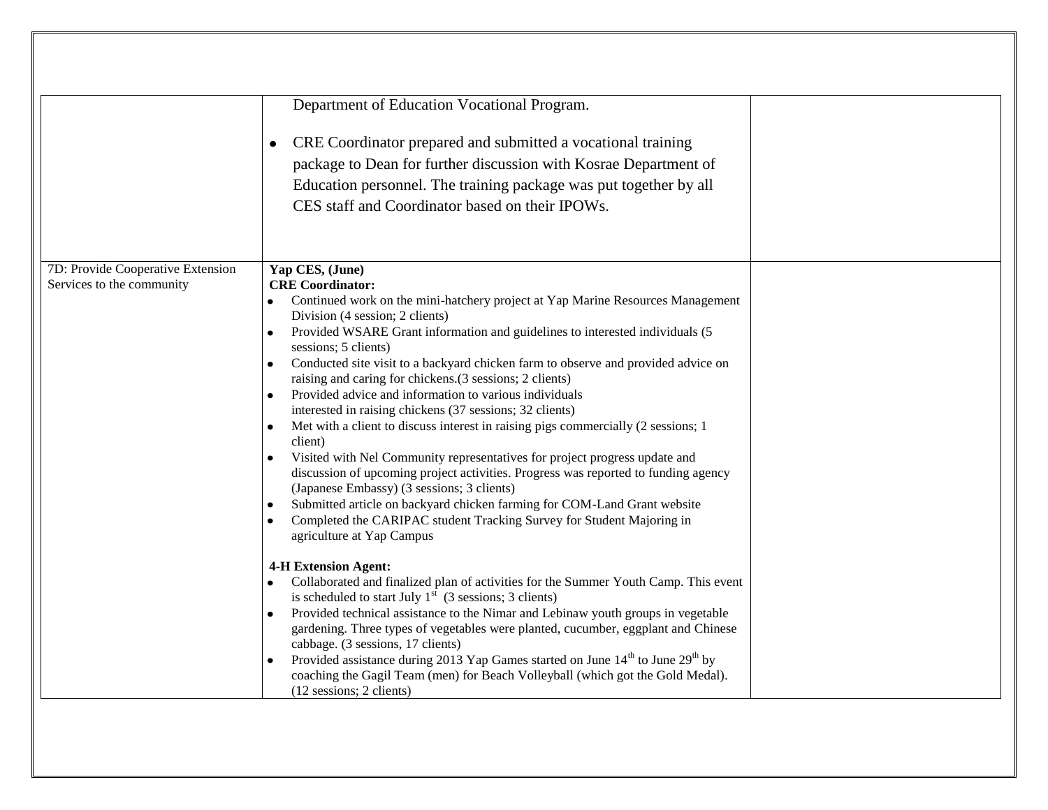| | | |
|---|---|---|
| | Department of Education Vocational Program.<br><br>• CRE Coordinator prepared and submitted a vocational training package to Dean for further discussion with Kosrae Department of Education personnel. The training package was put together by all CES staff and Coordinator based on their IPOWs. | |
| 7D: Provide Cooperative Extension Services to the community | **Yap CES, (June)**<br>**CRE Coordinator:**<br>• Continued work on the mini-hatchery project at Yap Marine Resources Management Division (4 session; 2 clients)<br>• Provided WSARE Grant information and guidelines to interested individuals (5 sessions; 5 clients)<br>• Conducted site visit to a backyard chicken farm to observe and provided advice on raising and caring for chickens.(3 sessions; 2 clients)<br>• Provided advice and information to various individuals interested in raising chickens (37 sessions; 32 clients)<br>• Met with a client to discuss interest in raising pigs commercially (2 sessions; 1 client)<br>• Visited with Nel Community representatives for project progress update and discussion of upcoming project activities. Progress was reported to funding agency (Japanese Embassy) (3 sessions; 3 clients)<br>• Submitted article on backyard chicken farming for COM-Land Grant website<br>• Completed the CARIPAC student Tracking Survey for Student Majoring in agriculture at Yap Campus<br><br>**4-H Extension Agent:**<br>• Collaborated and finalized plan of activities for the Summer Youth Camp. This event is scheduled to start July 1st (3 sessions; 3 clients)<br>• Provided technical assistance to the Nimar and Lebinaw youth groups in vegetable gardening. Three types of vegetables were planted, cucumber, eggplant and Chinese cabbage. (3 sessions, 17 clients)<br>• Provided assistance during 2013 Yap Games started on June 14th to June 29th by coaching the Gagil Team (men) for Beach Volleyball (which got the Gold Medal). (12 sessions; 2 clients) | |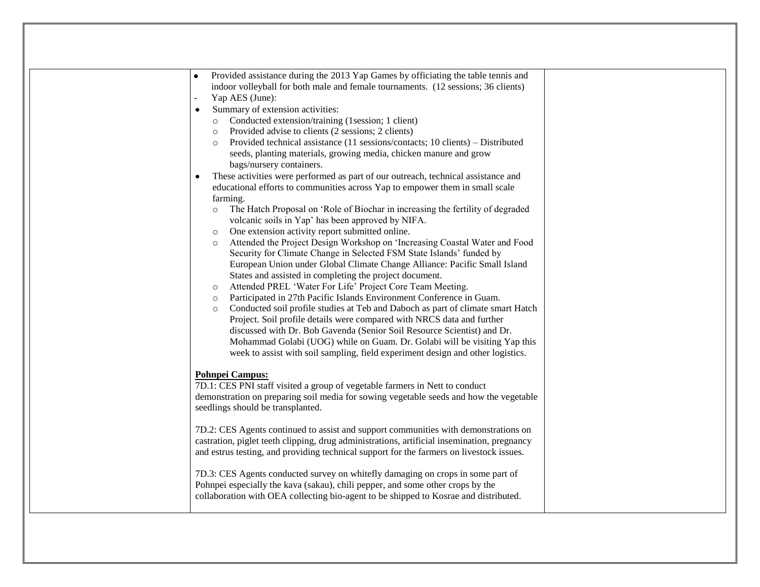| | | |
|---|---|---|
| | • Provided assistance during the 2013 Yap Games by officiating the table tennis and indoor volleyball for both male and female tournaments. (12 sessions; 36 clients)<br>- Yap AES (June):<br>• Summary of extension activities:<br>  ○ Conducted extension/training (1session; 1 client)<br>  ○ Provided advise to clients (2 sessions; 2 clients)<br>  ○ Provided technical assistance (11 sessions/contacts; 10 clients) – Distributed seeds, planting materials, growing media, chicken manure and grow bags/nursery containers.<br>• These activities were performed as part of our outreach, technical assistance and educational efforts to communities across Yap to empower them in small scale farming.<br>  ○ The Hatch Proposal on 'Role of Biochar in increasing the fertility of degraded volcanic soils in Yap' has been approved by NIFA.<br>  ○ One extension activity report submitted online.<br>  ○ Attended the Project Design Workshop on 'Increasing Coastal Water and Food Security for Climate Change in Selected FSM State Islands' funded by European Union under Global Climate Change Alliance: Pacific Small Island States and assisted in completing the project document.<br>  ○ Attended PREL 'Water For Life' Project Core Team Meeting.<br>  ○ Participated in 27th Pacific Islands Environment Conference in Guam.<br>  ○ Conducted soil profile studies at Teb and Daboch as part of climate smart Hatch Project. Soil profile details were compared with NRCS data and further discussed with Dr. Bob Gavenda (Senior Soil Resource Scientist) and Dr. Mohammad Golabi (UOG) while on Guam. Dr. Golabi will be visiting Yap this week to assist with soil sampling, field experiment design and other logistics.<br><br>**<u>Pohnpei Campus:</u>**<br>7D.1: CES PNI staff visited a group of vegetable farmers in Nett to conduct demonstration on preparing soil media for sowing vegetable seeds and how the vegetable seedlings should be transplanted.<br><br>7D.2: CES Agents continued to assist and support communities with demonstrations on castration, piglet teeth clipping, drug administrations, artificial insemination, pregnancy and estrus testing, and providing technical support for the farmers on livestock issues.<br><br>7D.3: CES Agents conducted survey on whitefly damaging on crops in some part of Pohnpei especially the kava (sakau), chili pepper, and some other crops by the collaboration with OEA collecting bio-agent to be shipped to Kosrae and distributed. | |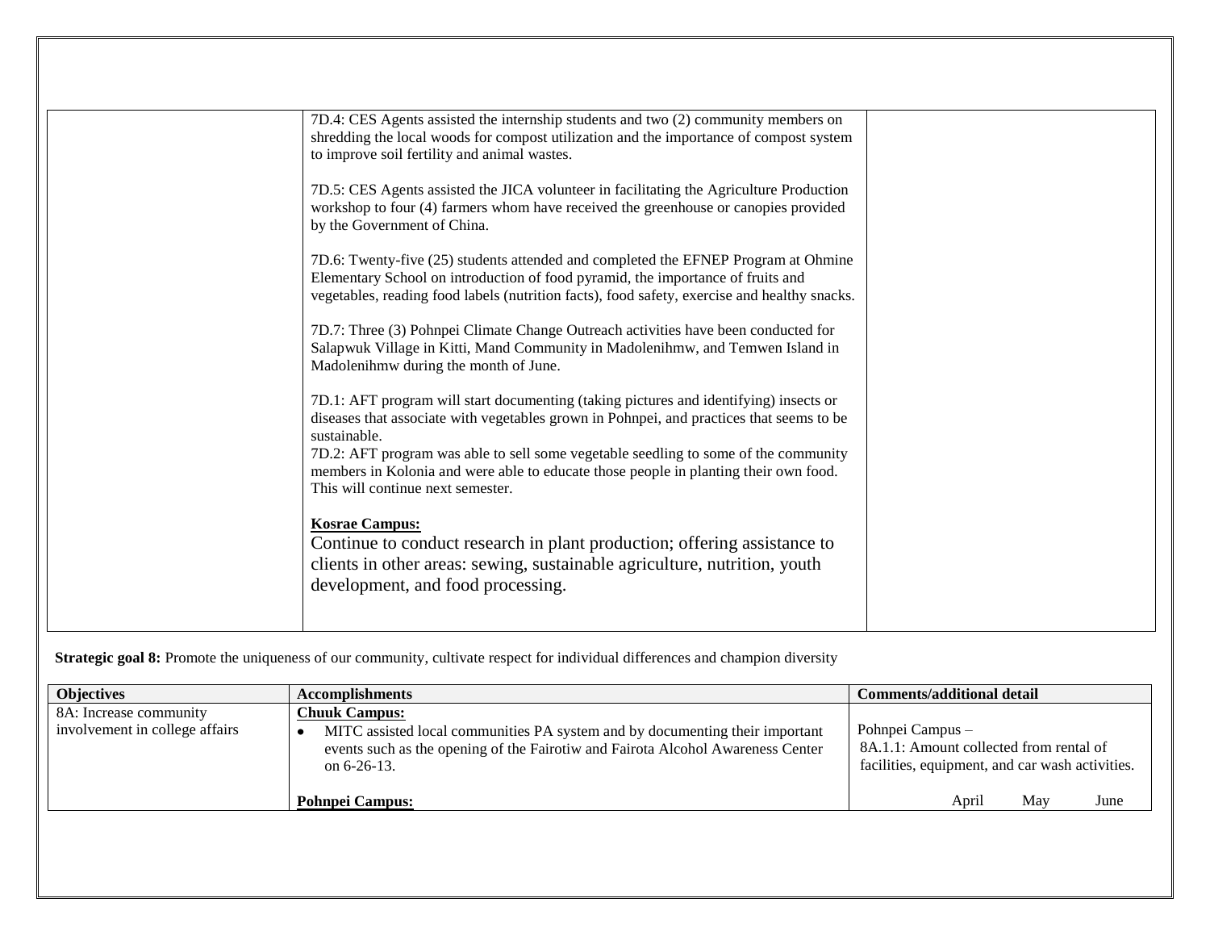| | | |
|---|---|---|
| | 7D.4: CES Agents assisted the internship students and two (2) community members on shredding the local woods for compost utilization and the importance of compost system to improve soil fertility and animal wastes.<br><br>7D.5: CES Agents assisted the JICA volunteer in facilitating the Agriculture Production workshop to four (4) farmers whom have received the greenhouse or canopies provided by the Government of China.<br><br>7D.6: Twenty-five (25) students attended and completed the EFNEP Program at Ohmine Elementary School on introduction of food pyramid, the importance of fruits and vegetables, reading food labels (nutrition facts), food safety, exercise and healthy snacks.<br><br>7D.7: Three (3) Pohnpei Climate Change Outreach activities have been conducted for Salapwuk Village in Kitti, Mand Community in Madolenihmw, and Temwen Island in Madolenihmw during the month of June.<br><br>7D.1: AFT program will start documenting (taking pictures and identifying) insects or diseases that associate with vegetables grown in Pohnpei, and practices that seems to be sustainable.<br>7D.2: AFT program was able to sell some vegetable seedling to some of the community members in Kolonia and were able to educate those people in planting their own food. This will continue next semester.<br><br>**Kosrae Campus:**<br>Continue to conduct research in plant production; offering assistance to clients in other areas: sewing, sustainable agriculture, nutrition, youth development, and food processing. | |

**Strategic goal 8:** Promote the uniqueness of our community, cultivate respect for individual differences and champion diversity

| Objectives | Accomplishments | Comments/additional detail |
|---|---|---|
| 8A: Increase community involvement in college affairs | **Chuuk Campus:**<br>• MITC assisted local communities PA system and by documenting their important events such as the opening of the Fairotiw and Fairota Alcohol Awareness Center on 6-26-13.<br><br>**Pohnpei Campus:** | Pohnpei Campus –<br>8A.1.1: Amount collected from rental of facilities, equipment, and car wash activities.<br><br>April May June |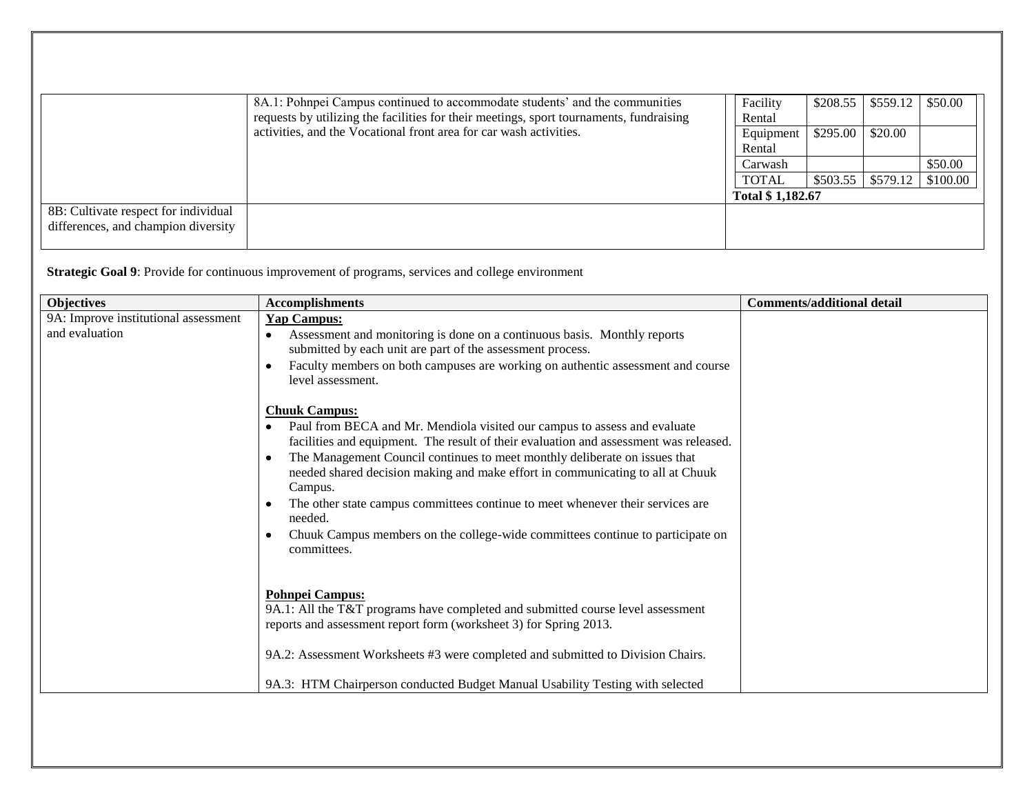| | | |
|---|---|---|
| | 8A.1: Pohnpei Campus continued to accommodate students' and the communities requests by utilizing the facilities for their meetings, sport tournaments, fundraising activities, and the Vocational front area for car wash activities. | Facility Rental: \$208.55, \$559.12, \$50.00<br>Equipment Rental: \$295.00, \$20.00<br>Carwash: \$50.00<br>TOTAL: \$503.55, \$579.12, \$100.00<br>**Total \$ 1,182.67** |
| 8B: Cultivate respect for individual differences, and champion diversity | | |

**Strategic Goal 9**: Provide for continuous improvement of programs, services and college environment

| Objectives | Accomplishments | Comments/additional detail |
|---|---|---|
| 9A: Improve institutional assessment and evaluation | **Yap Campus:**<br>• Assessment and monitoring is done on a continuous basis. Monthly reports submitted by each unit are part of the assessment process.<br>• Faculty members on both campuses are working on authentic assessment and course level assessment.<br><br>**Chuuk Campus:**<br>• Paul from BECA and Mr. Mendiola visited our campus to assess and evaluate facilities and equipment. The result of their evaluation and assessment was released.<br>• The Management Council continues to meet monthly deliberate on issues that needed shared decision making and make effort in communicating to all at Chuuk Campus.<br>• The other state campus committees continue to meet whenever their services are needed.<br>• Chuuk Campus members on the college-wide committees continue to participate on committees.<br><br>**Pohnpei Campus:**<br>9A.1: All the T&T programs have completed and submitted course level assessment reports and assessment report form (worksheet 3) for Spring 2013.<br><br>9A.2: Assessment Worksheets #3 were completed and submitted to Division Chairs.<br><br>9A.3: HTM Chairperson conducted Budget Manual Usability Testing with selected | |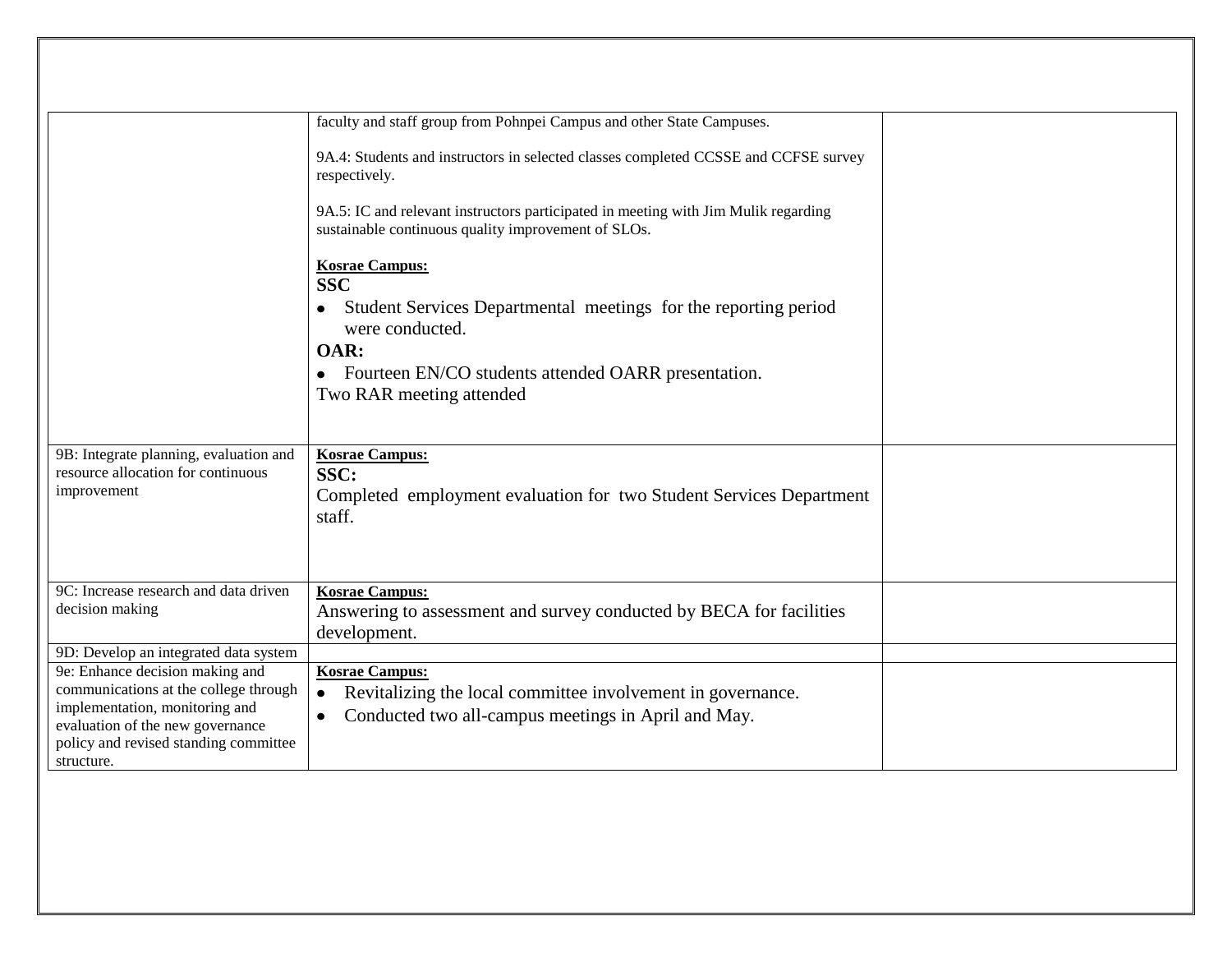| | | |
|---|---|---|
| | faculty and staff group from Pohnpei Campus and other State Campuses.<br><br>9A.4: Students and instructors in selected classes completed CCSSE and CCFSE survey respectively.<br><br>9A.5: IC and relevant instructors participated in meeting with Jim Mulik regarding sustainable continuous quality improvement of SLOs.<br><br>**Kosrae Campus:**<br>**SSC**<br>• Student Services Departmental meetings for the reporting period were conducted.<br>**OAR:**<br>• Fourteen EN/CO students attended OARR presentation.<br>Two RAR meeting attended | |
| 9B: Integrate planning, evaluation and resource allocation for continuous improvement | **Kosrae Campus:**<br>**SSC:**<br>Completed employment evaluation for two Student Services Department staff. | |
| 9C: Increase research and data driven decision making | **Kosrae Campus:**<br>Answering to assessment and survey conducted by BECA for facilities development. | |
| 9D: Develop an integrated data system | | |
| 9e: Enhance decision making and communications at the college through implementation, monitoring and evaluation of the new governance policy and revised standing committee structure. | **Kosrae Campus:**<br>• Revitalizing the local committee involvement in governance.<br>• Conducted two all-campus meetings in April and May. | |